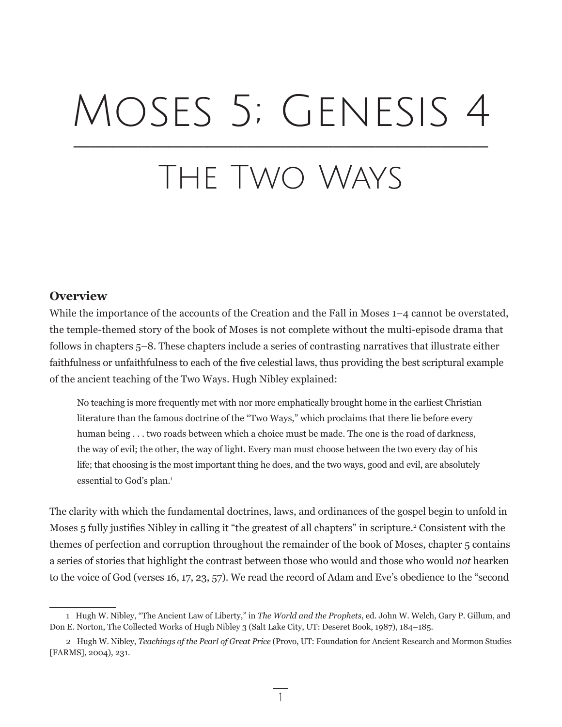# Moses 5; Genesis 4

## The Two Ways

### Overview

While the importance of the accounts of the Creation and the Fall in Moses 1–4 cannot be overstated, the temple-themed story of the book of Moses is not complete without the multi-episode drama that follows in chapters 5–8. These chapters include a series of contrasting narratives that illustrate either faithfulness or unfaithfulness to each of the five celestial laws, thus providing the best scriptural example of the ancient teaching of the Two Ways. Hugh Nibley explained:

> No teaching is more frequently met with nor more emphatically brought home in the earliest Christian literature than the famous doctrine of the "Two Ways," which proclaims that there lie before every human being . . . two roads between which a choice must be made. The one is the road of darkness, the way of evil; the other, the way of light. Every man must choose between the two every day of his life; that choosing is the most important thing he does, and the two ways, good and evil, are absolutely essential to God's plan.[1]

The clarity with which the fundamental doctrines, laws, and ordinances of the gospel begin to unfold in Moses 5 fully justifies Nibley in calling it "the greatest of all chapters" in scripture.[2] Consistent with the themes of perfection and corruption throughout the remainder of the book of Moses, chapter 5 contains a series of stories that highlight the contrast between those who would and those who would *not* hearken to the voice of God (verses 16, 17, 23, 57). We read the record of Adam and Eve's obedience to the "second

---

1 Hugh W. Nibley, "The Ancient Law of Liberty," in *The World and the Prophets*, ed. John W. Welch, Gary P. Gillum, and Don E. Norton, The Collected Works of Hugh Nibley 3 (Salt Lake City, UT: Deseret Book, 1987), 184–185.

2 Hugh W. Nibley, *Teachings of the Pearl of Great Price* (Provo, UT: Foundation for Ancient Research and Mormon Studies [FARMS], 2004), 231.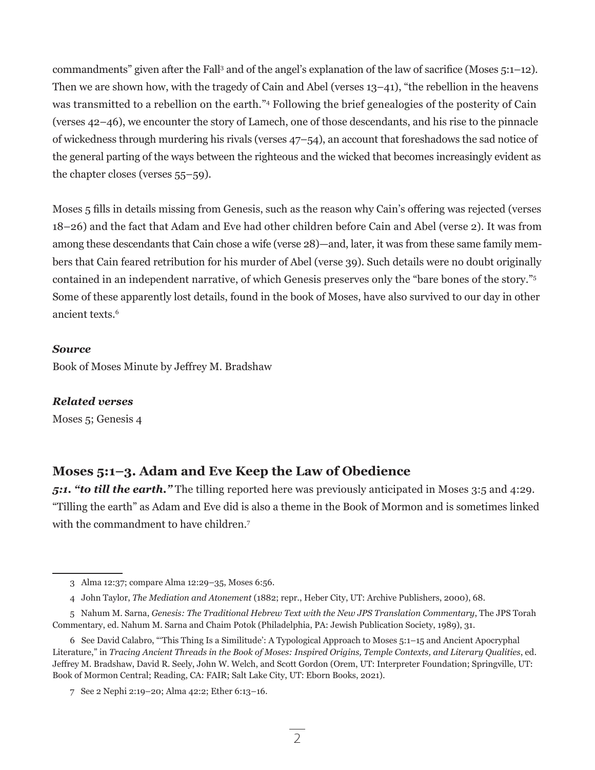commandments" given after the Fall[3] and of the angel's explanation of the law of sacrifice (Moses 5:1–12). Then we are shown how, with the tragedy of Cain and Abel (verses 13–41), "the rebellion in the heavens was transmitted to a rebellion on the earth."[4] Following the brief genealogies of the posterity of Cain (verses 42–46), we encounter the story of Lamech, one of those descendants, and his rise to the pinnacle of wickedness through murdering his rivals (verses 47–54), an account that foreshadows the sad notice of the general parting of the ways between the righteous and the wicked that becomes increasingly evident as the chapter closes (verses 55–59).

Moses 5 fills in details missing from Genesis, such as the reason why Cain's offering was rejected (verses 18–26) and the fact that Adam and Eve had other children before Cain and Abel (verse 2). It was from among these descendants that Cain chose a wife (verse 28)—and, later, it was from these same family members that Cain feared retribution for his murder of Abel (verse 39). Such details were no doubt originally contained in an independent narrative, of which Genesis preserves only the "bare bones of the story."[5] Some of these apparently lost details, found in the book of Moses, have also survived to our day in other ancient texts.[6]

***Source***

Book of Moses Minute by Jeffrey M. Bradshaw

***Related verses***

Moses 5; Genesis 4

## Moses 5:1–3. Adam and Eve Keep the Law of Obedience

***5:1. "to till the earth."*** The tilling reported here was previously anticipated in Moses 3:5 and 4:29. "Tilling the earth" as Adam and Eve did is also a theme in the Book of Mormon and is sometimes linked with the commandment to have children.[7]

---

3 Alma 12:37; compare Alma 12:29–35, Moses 6:56.

4 John Taylor, *The Mediation and Atonement* (1882; repr., Heber City, UT: Archive Publishers, 2000), 68.

5 Nahum M. Sarna, *Genesis: The Traditional Hebrew Text with the New JPS Translation Commentary*, The JPS Torah Commentary, ed. Nahum M. Sarna and Chaim Potok (Philadelphia, PA: Jewish Publication Society, 1989), 31.

6 See David Calabro, "'This Thing Is a Similitude': A Typological Approach to Moses 5:1–15 and Ancient Apocryphal Literature," in *Tracing Ancient Threads in the Book of Moses: Inspired Origins, Temple Contexts, and Literary Qualities*, ed. Jeffrey M. Bradshaw, David R. Seely, John W. Welch, and Scott Gordon (Orem, UT: Interpreter Foundation; Springville, UT: Book of Mormon Central; Reading, CA: FAIR; Salt Lake City, UT: Eborn Books, 2021).

7 See 2 Nephi 2:19–20; Alma 42:2; Ether 6:13–16.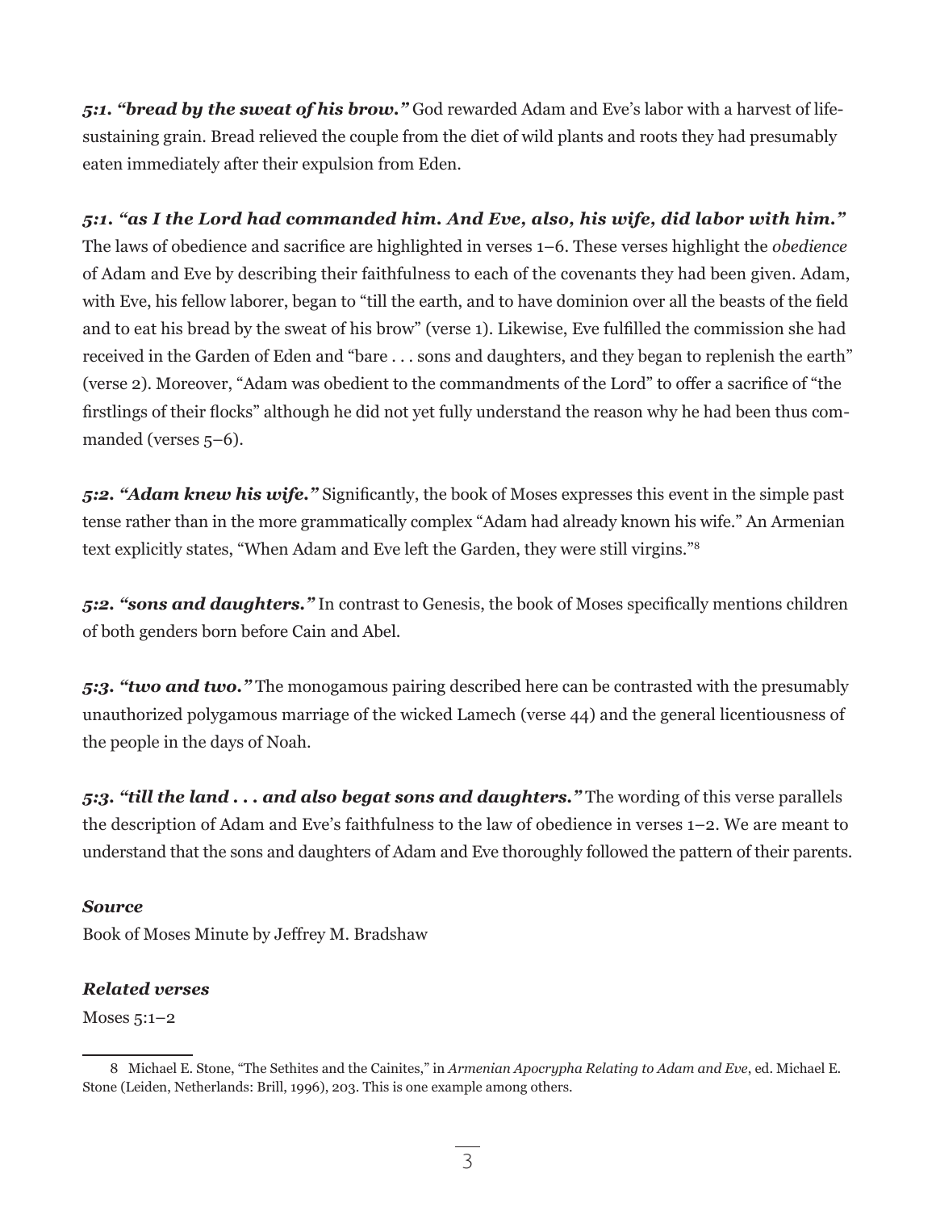***5:1. "bread by the sweat of his brow."*** God rewarded Adam and Eve's labor with a harvest of life-sustaining grain. Bread relieved the couple from the diet of wild plants and roots they had presumably eaten immediately after their expulsion from Eden.

***5:1. "as I the Lord had commanded him. And Eve, also, his wife, did labor with him."*** The laws of obedience and sacrifice are highlighted in verses 1–6. These verses highlight the *obedience* of Adam and Eve by describing their faithfulness to each of the covenants they had been given. Adam, with Eve, his fellow laborer, began to "till the earth, and to have dominion over all the beasts of the field and to eat his bread by the sweat of his brow" (verse 1). Likewise, Eve fulfilled the commission she had received in the Garden of Eden and "bare . . . sons and daughters, and they began to replenish the earth" (verse 2). Moreover, "Adam was obedient to the commandments of the Lord" to offer a sacrifice of "the firstlings of their flocks" although he did not yet fully understand the reason why he had been thus commanded (verses 5–6).

***5:2. "Adam knew his wife."*** Significantly, the book of Moses expresses this event in the simple past tense rather than in the more grammatically complex "Adam had already known his wife." An Armenian text explicitly states, "When Adam and Eve left the Garden, they were still virgins."[8]

***5:2. "sons and daughters."*** In contrast to Genesis, the book of Moses specifically mentions children of both genders born before Cain and Abel.

***5:3. "two and two."*** The monogamous pairing described here can be contrasted with the presumably unauthorized polygamous marriage of the wicked Lamech (verse 44) and the general licentiousness of the people in the days of Noah.

***5:3. "till the land . . . and also begat sons and daughters."*** The wording of this verse parallels the description of Adam and Eve's faithfulness to the law of obedience in verses 1–2. We are meant to understand that the sons and daughters of Adam and Eve thoroughly followed the pattern of their parents.

***Source***

Book of Moses Minute by Jeffrey M. Bradshaw

***Related verses***

Moses 5:1–2

---

8 Michael E. Stone, "The Sethites and the Cainites," in *Armenian Apocrypha Relating to Adam and Eve*, ed. Michael E. Stone (Leiden, Netherlands: Brill, 1996), 203. This is one example among others.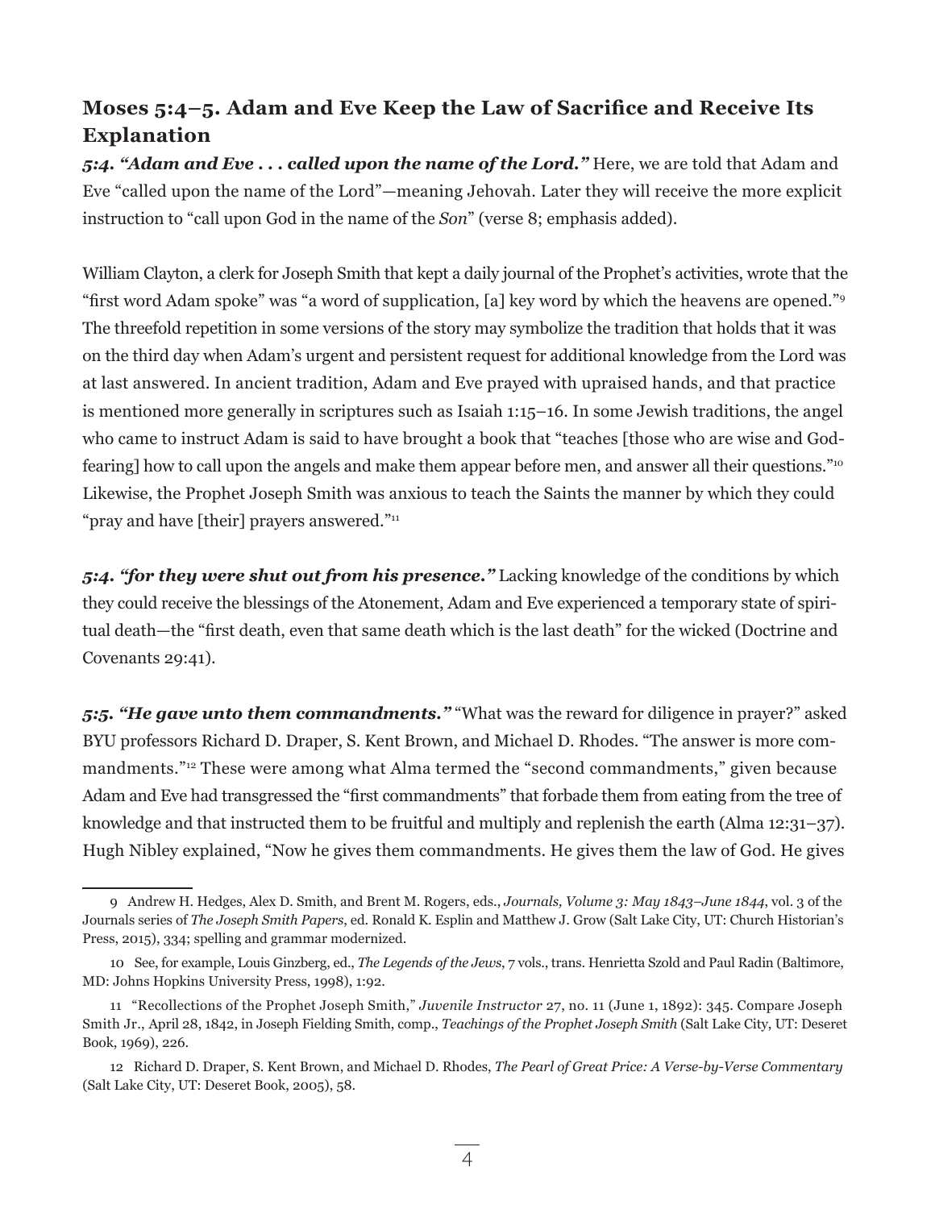## Moses 5:4–5. Adam and Eve Keep the Law of Sacrifice and Receive Its Explanation

***5:4. "Adam and Eve . . . called upon the name of the Lord."*** Here, we are told that Adam and Eve "called upon the name of the Lord"—meaning Jehovah. Later they will receive the more explicit instruction to "call upon God in the name of the *Son*" (verse 8; emphasis added).

William Clayton, a clerk for Joseph Smith that kept a daily journal of the Prophet's activities, wrote that the "first word Adam spoke" was "a word of supplication, [a] key word by which the heavens are opened."[9] The threefold repetition in some versions of the story may symbolize the tradition that holds that it was on the third day when Adam's urgent and persistent request for additional knowledge from the Lord was at last answered. In ancient tradition, Adam and Eve prayed with upraised hands, and that practice is mentioned more generally in scriptures such as Isaiah 1:15–16. In some Jewish traditions, the angel who came to instruct Adam is said to have brought a book that "teaches [those who are wise and God-fearing] how to call upon the angels and make them appear before men, and answer all their questions."[10] Likewise, the Prophet Joseph Smith was anxious to teach the Saints the manner by which they could "pray and have [their] prayers answered."[11]

***5:4. "for they were shut out from his presence."*** Lacking knowledge of the conditions by which they could receive the blessings of the Atonement, Adam and Eve experienced a temporary state of spiritual death—the "first death, even that same death which is the last death" for the wicked (Doctrine and Covenants 29:41).

***5:5. "He gave unto them commandments."*** "What was the reward for diligence in prayer?" asked BYU professors Richard D. Draper, S. Kent Brown, and Michael D. Rhodes. "The answer is more commandments."[12] These were among what Alma termed the "second commandments," given because Adam and Eve had transgressed the "first commandments" that forbade them from eating from the tree of knowledge and that instructed them to be fruitful and multiply and replenish the earth (Alma 12:31–37). Hugh Nibley explained, "Now he gives them commandments. He gives them the law of God. He gives

---

9 Andrew H. Hedges, Alex D. Smith, and Brent M. Rogers, eds., *Journals, Volume 3: May 1843–June 1844*, vol. 3 of the Journals series of *The Joseph Smith Papers*, ed. Ronald K. Esplin and Matthew J. Grow (Salt Lake City, UT: Church Historian's Press, 2015), 334; spelling and grammar modernized.

10 See, for example, Louis Ginzberg, ed., *The Legends of the Jews*, 7 vols., trans. Henrietta Szold and Paul Radin (Baltimore, MD: Johns Hopkins University Press, 1998), 1:92.

11 "Recollections of the Prophet Joseph Smith," *Juvenile Instructor* 27, no. 11 (June 1, 1892): 345. Compare Joseph Smith Jr., April 28, 1842, in Joseph Fielding Smith, comp., *Teachings of the Prophet Joseph Smith* (Salt Lake City, UT: Deseret Book, 1969), 226.

12 Richard D. Draper, S. Kent Brown, and Michael D. Rhodes, *The Pearl of Great Price: A Verse-by-Verse Commentary* (Salt Lake City, UT: Deseret Book, 2005), 58.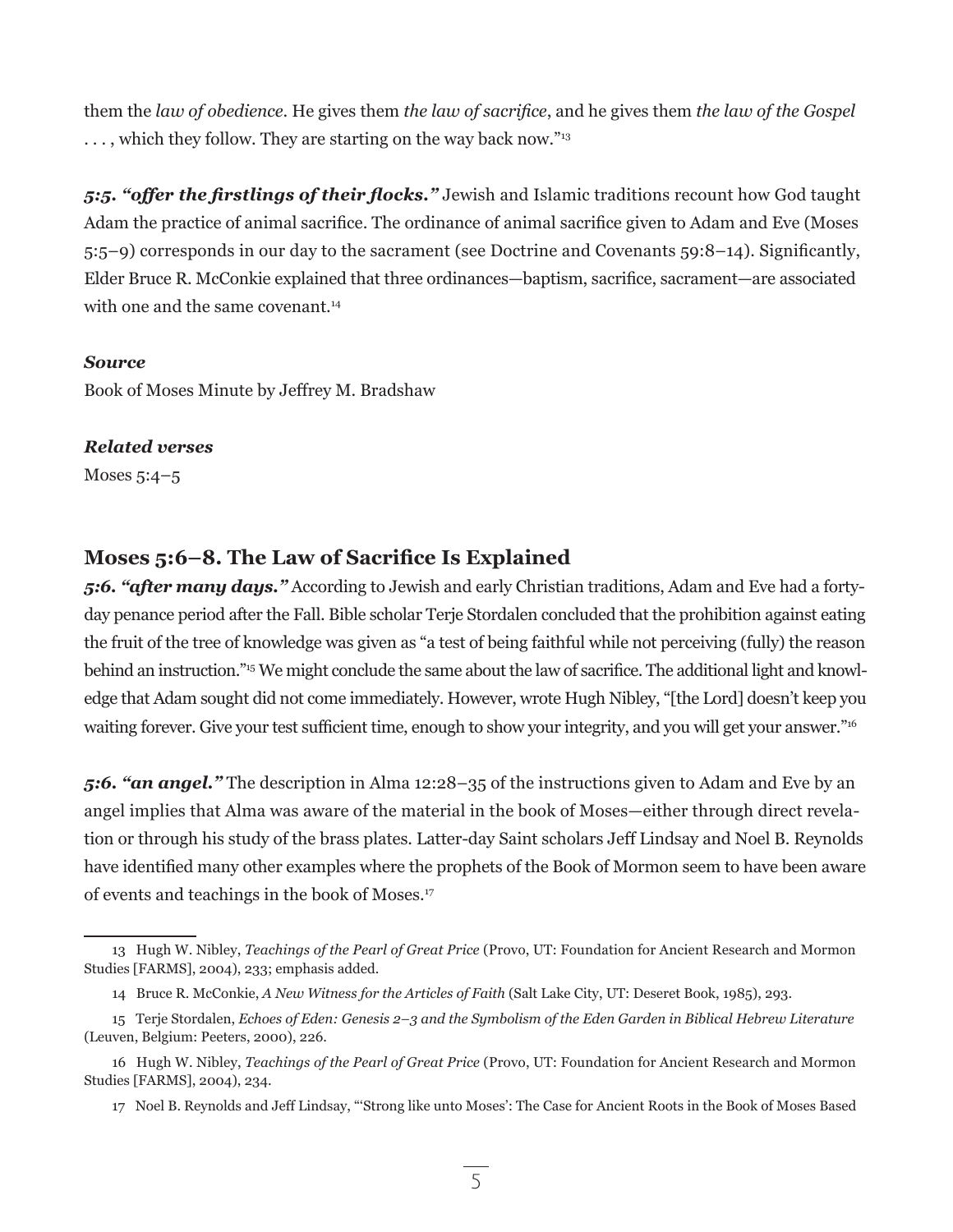them the *law of obedience*. He gives them *the law of sacrifice*, and he gives them *the law of the Gospel* . . . , which they follow. They are starting on the way back now."[13]

***5:5. "offer the firstlings of their flocks."*** Jewish and Islamic traditions recount how God taught Adam the practice of animal sacrifice. The ordinance of animal sacrifice given to Adam and Eve (Moses 5:5–9) corresponds in our day to the sacrament (see Doctrine and Covenants 59:8–14). Significantly, Elder Bruce R. McConkie explained that three ordinances—baptism, sacrifice, sacrament—are associated with one and the same covenant.[14]

***Source***
Book of Moses Minute by Jeffrey M. Bradshaw

***Related verses***
Moses 5:4–5

## Moses 5:6–8. The Law of Sacrifice Is Explained

***5:6. "after many days."*** According to Jewish and early Christian traditions, Adam and Eve had a forty-day penance period after the Fall. Bible scholar Terje Stordalen concluded that the prohibition against eating the fruit of the tree of knowledge was given as "a test of being faithful while not perceiving (fully) the reason behind an instruction."[15] We might conclude the same about the law of sacrifice. The additional light and knowledge that Adam sought did not come immediately. However, wrote Hugh Nibley, "[the Lord] doesn't keep you waiting forever. Give your test sufficient time, enough to show your integrity, and you will get your answer."[16]

***5:6. "an angel."*** The description in Alma 12:28–35 of the instructions given to Adam and Eve by an angel implies that Alma was aware of the material in the book of Moses—either through direct revelation or through his study of the brass plates. Latter-day Saint scholars Jeff Lindsay and Noel B. Reynolds have identified many other examples where the prophets of the Book of Mormon seem to have been aware of events and teachings in the book of Moses.[17]

---

13 Hugh W. Nibley, *Teachings of the Pearl of Great Price* (Provo, UT: Foundation for Ancient Research and Mormon Studies [FARMS], 2004), 233; emphasis added.

14 Bruce R. McConkie, *A New Witness for the Articles of Faith* (Salt Lake City, UT: Deseret Book, 1985), 293.

15 Terje Stordalen, *Echoes of Eden: Genesis 2–3 and the Symbolism of the Eden Garden in Biblical Hebrew Literature* (Leuven, Belgium: Peeters, 2000), 226.

16 Hugh W. Nibley, *Teachings of the Pearl of Great Price* (Provo, UT: Foundation for Ancient Research and Mormon Studies [FARMS], 2004), 234.

17 Noel B. Reynolds and Jeff Lindsay, "'Strong like unto Moses': The Case for Ancient Roots in the Book of Moses Based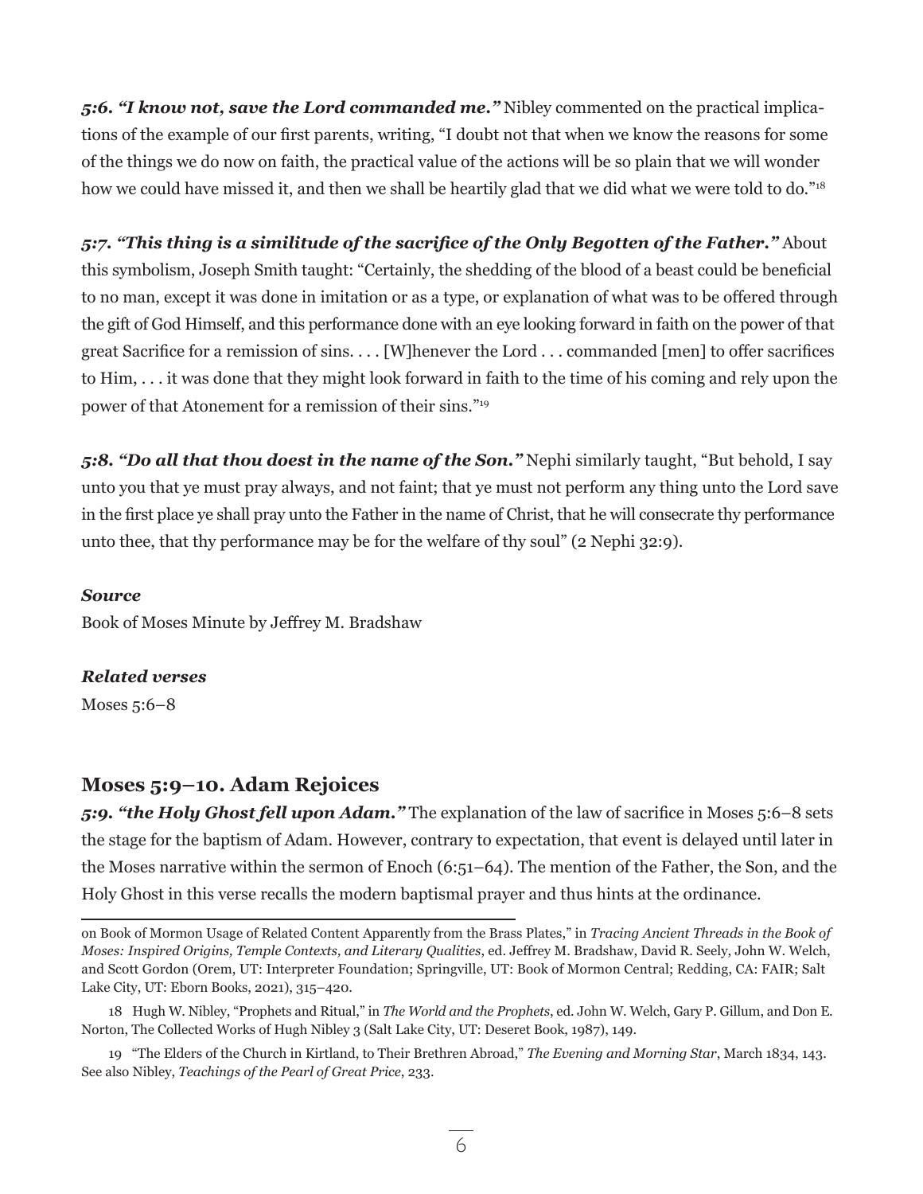***5:6. "I know not, save the Lord commanded me."*** Nibley commented on the practical implications of the example of our first parents, writing, "I doubt not that when we know the reasons for some of the things we do now on faith, the practical value of the actions will be so plain that we will wonder how we could have missed it, and then we shall be heartily glad that we did what we were told to do."[18]

***5:7. "This thing is a similitude of the sacrifice of the Only Begotten of the Father."*** About this symbolism, Joseph Smith taught: "Certainly, the shedding of the blood of a beast could be beneficial to no man, except it was done in imitation or as a type, or explanation of what was to be offered through the gift of God Himself, and this performance done with an eye looking forward in faith on the power of that great Sacrifice for a remission of sins. . . . [W]henever the Lord . . . commanded [men] to offer sacrifices to Him, . . . it was done that they might look forward in faith to the time of his coming and rely upon the power of that Atonement for a remission of their sins."[19]

***5:8. "Do all that thou doest in the name of the Son."*** Nephi similarly taught, "But behold, I say unto you that ye must pray always, and not faint; that ye must not perform any thing unto the Lord save in the first place ye shall pray unto the Father in the name of Christ, that he will consecrate thy performance unto thee, that thy performance may be for the welfare of thy soul" (2 Nephi 32:9).

***Source***

Book of Moses Minute by Jeffrey M. Bradshaw

***Related verses***

Moses 5:6–8

## Moses 5:9–10. Adam Rejoices

***5:9. "the Holy Ghost fell upon Adam."*** The explanation of the law of sacrifice in Moses 5:6–8 sets the stage for the baptism of Adam. However, contrary to expectation, that event is delayed until later in the Moses narrative within the sermon of Enoch (6:51–64). The mention of the Father, the Son, and the Holy Ghost in this verse recalls the modern baptismal prayer and thus hints at the ordinance.

---

on Book of Mormon Usage of Related Content Apparently from the Brass Plates," in *Tracing Ancient Threads in the Book of Moses: Inspired Origins, Temple Contexts, and Literary Qualities*, ed. Jeffrey M. Bradshaw, David R. Seely, John W. Welch, and Scott Gordon (Orem, UT: Interpreter Foundation; Springville, UT: Book of Mormon Central; Redding, CA: FAIR; Salt Lake City, UT: Eborn Books, 2021), 315–420.

18 Hugh W. Nibley, "Prophets and Ritual," in *The World and the Prophets*, ed. John W. Welch, Gary P. Gillum, and Don E. Norton, The Collected Works of Hugh Nibley 3 (Salt Lake City, UT: Deseret Book, 1987), 149.

19 "The Elders of the Church in Kirtland, to Their Brethren Abroad," *The Evening and Morning Star*, March 1834, 143. See also Nibley, *Teachings of the Pearl of Great Price*, 233.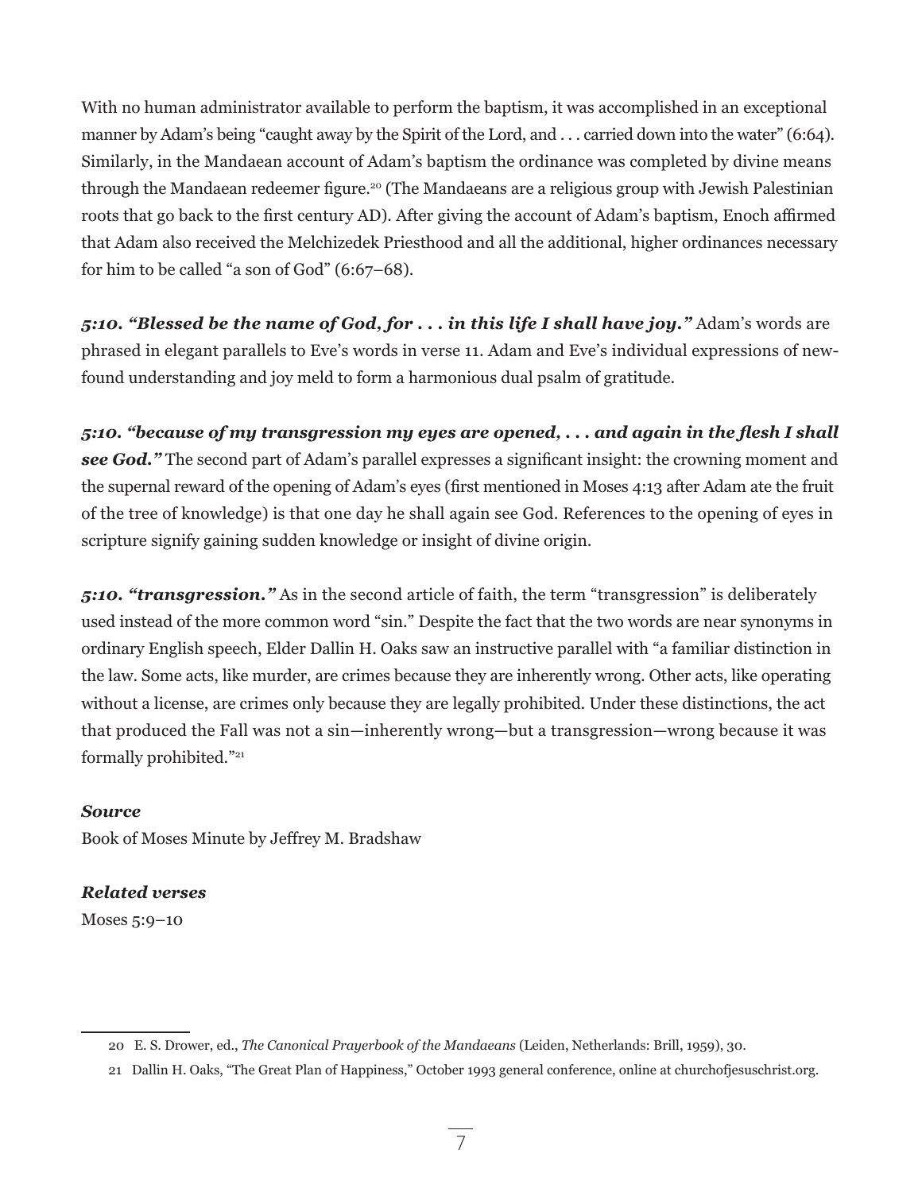With no human administrator available to perform the baptism, it was accomplished in an exceptional manner by Adam's being "caught away by the Spirit of the Lord, and . . . carried down into the water" (6:64). Similarly, in the Mandaean account of Adam's baptism the ordinance was completed by divine means through the Mandaean redeemer figure.[20] (The Mandaeans are a religious group with Jewish Palestinian roots that go back to the first century AD). After giving the account of Adam's baptism, Enoch affirmed that Adam also received the Melchizedek Priesthood and all the additional, higher ordinances necessary for him to be called "a son of God" (6:67–68).

***5:10. "Blessed be the name of God, for . . . in this life I shall have joy."*** Adam's words are phrased in elegant parallels to Eve's words in verse 11. Adam and Eve's individual expressions of new-found understanding and joy meld to form a harmonious dual psalm of gratitude.

***5:10. "because of my transgression my eyes are opened, . . . and again in the flesh I shall see God."*** The second part of Adam's parallel expresses a significant insight: the crowning moment and the supernal reward of the opening of Adam's eyes (first mentioned in Moses 4:13 after Adam ate the fruit of the tree of knowledge) is that one day he shall again see God. References to the opening of eyes in scripture signify gaining sudden knowledge or insight of divine origin.

***5:10. "transgression."*** As in the second article of faith, the term "transgression" is deliberately used instead of the more common word "sin." Despite the fact that the two words are near synonyms in ordinary English speech, Elder Dallin H. Oaks saw an instructive parallel with "a familiar distinction in the law. Some acts, like murder, are crimes because they are inherently wrong. Other acts, like operating without a license, are crimes only because they are legally prohibited. Under these distinctions, the act that produced the Fall was not a sin—inherently wrong—but a transgression—wrong because it was formally prohibited."[21]

***Source***

Book of Moses Minute by Jeffrey M. Bradshaw

***Related verses***

Moses 5:9–10

---

20 E. S. Drower, ed., *The Canonical Prayerbook of the Mandaeans* (Leiden, Netherlands: Brill, 1959), 30.

21 Dallin H. Oaks, "The Great Plan of Happiness," October 1993 general conference, online at churchofjesuschrist.org.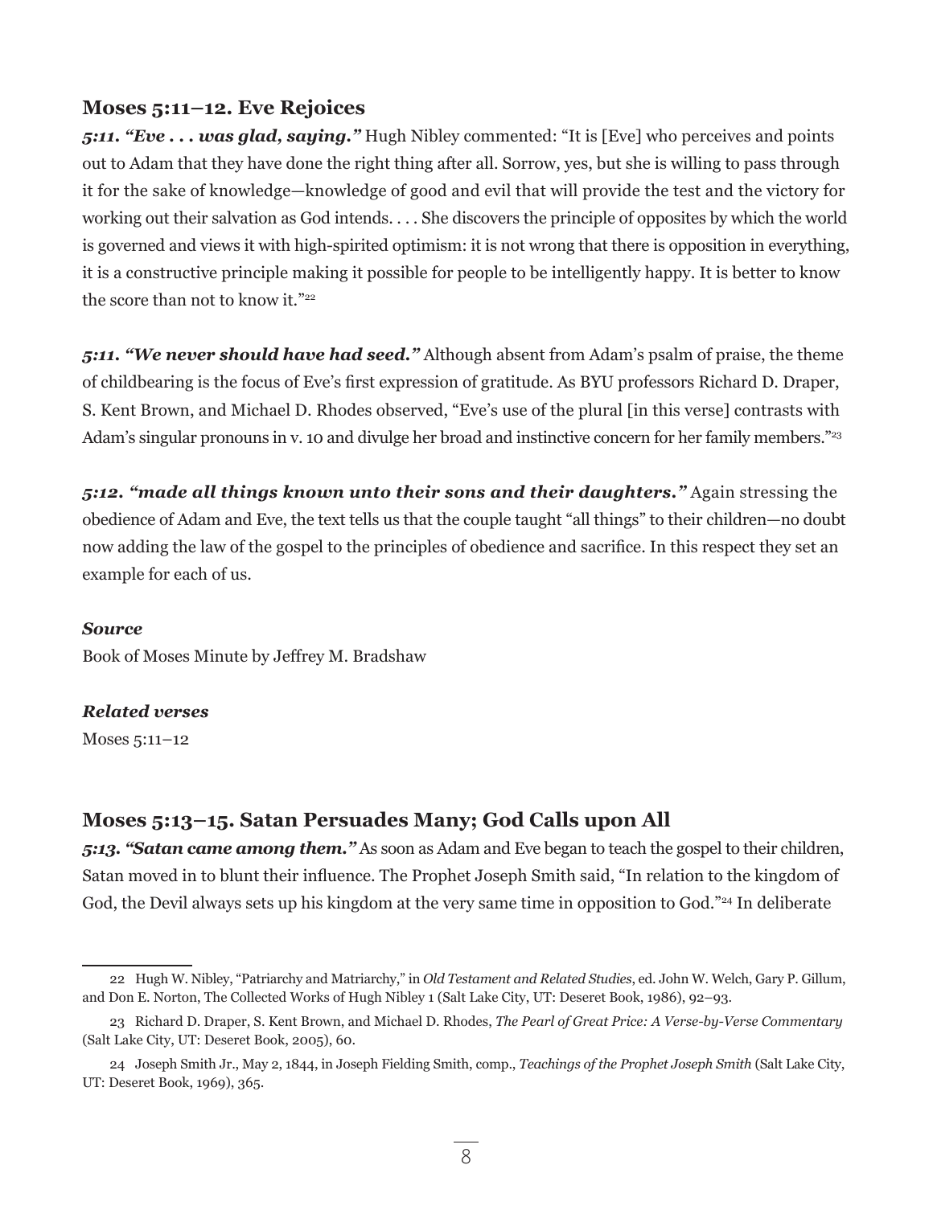## Moses 5:11–12. Eve Rejoices

***5:11. "Eve . . . was glad, saying."*** Hugh Nibley commented: "It is [Eve] who perceives and points out to Adam that they have done the right thing after all. Sorrow, yes, but she is willing to pass through it for the sake of knowledge—knowledge of good and evil that will provide the test and the victory for working out their salvation as God intends. . . . She discovers the principle of opposites by which the world is governed and views it with high-spirited optimism: it is not wrong that there is opposition in everything, it is a constructive principle making it possible for people to be intelligently happy. It is better to know the score than not to know it."[22]

***5:11. "We never should have had seed."*** Although absent from Adam's psalm of praise, the theme of childbearing is the focus of Eve's first expression of gratitude. As BYU professors Richard D. Draper, S. Kent Brown, and Michael D. Rhodes observed, "Eve's use of the plural [in this verse] contrasts with Adam's singular pronouns in v. 10 and divulge her broad and instinctive concern for her family members."[23]

***5:12. "made all things known unto their sons and their daughters."*** Again stressing the obedience of Adam and Eve, the text tells us that the couple taught "all things" to their children—no doubt now adding the law of the gospel to the principles of obedience and sacrifice. In this respect they set an example for each of us.

***Source***

Book of Moses Minute by Jeffrey M. Bradshaw

***Related verses***

Moses 5:11–12

## Moses 5:13–15. Satan Persuades Many; God Calls upon All

***5:13. "Satan came among them."*** As soon as Adam and Eve began to teach the gospel to their children, Satan moved in to blunt their influence. The Prophet Joseph Smith said, "In relation to the kingdom of God, the Devil always sets up his kingdom at the very same time in opposition to God."[24] In deliberate

---

22 Hugh W. Nibley, "Patriarchy and Matriarchy," in *Old Testament and Related Studies*, ed. John W. Welch, Gary P. Gillum, and Don E. Norton, The Collected Works of Hugh Nibley 1 (Salt Lake City, UT: Deseret Book, 1986), 92–93.

23 Richard D. Draper, S. Kent Brown, and Michael D. Rhodes, *The Pearl of Great Price: A Verse-by-Verse Commentary* (Salt Lake City, UT: Deseret Book, 2005), 60.

24 Joseph Smith Jr., May 2, 1844, in Joseph Fielding Smith, comp., *Teachings of the Prophet Joseph Smith* (Salt Lake City, UT: Deseret Book, 1969), 365.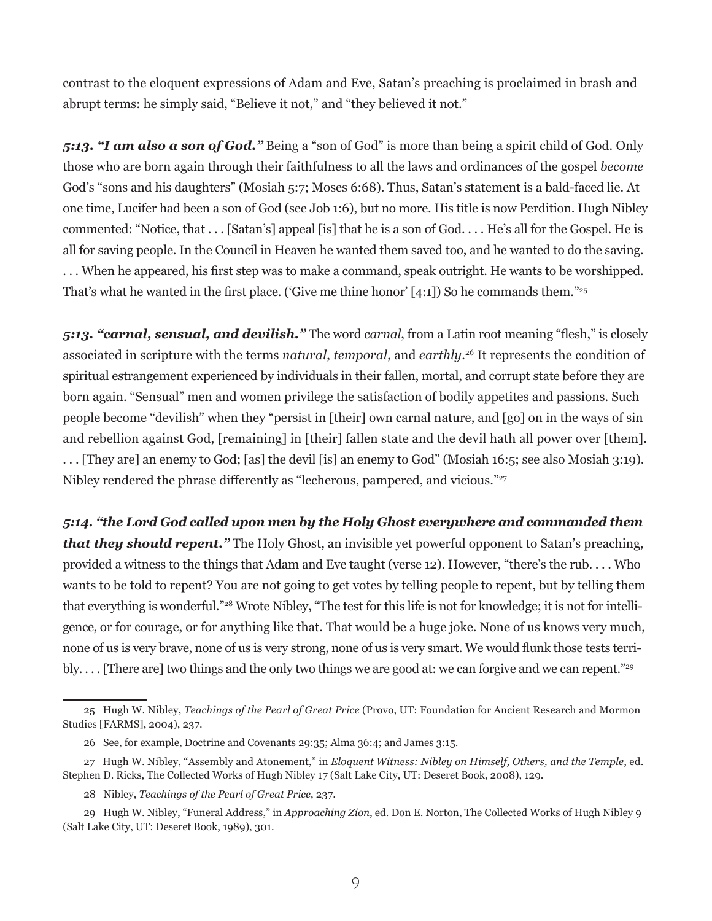contrast to the eloquent expressions of Adam and Eve, Satan's preaching is proclaimed in brash and abrupt terms: he simply said, "Believe it not," and "they believed it not."

***5:13. "I am also a son of God."*** Being a "son of God" is more than being a spirit child of God. Only those who are born again through their faithfulness to all the laws and ordinances of the gospel *become* God's "sons and his daughters" (Mosiah 5:7; Moses 6:68). Thus, Satan's statement is a bald-faced lie. At one time, Lucifer had been a son of God (see Job 1:6), but no more. His title is now Perdition. Hugh Nibley commented: "Notice, that . . . [Satan's] appeal [is] that he is a son of God. . . . He's all for the Gospel. He is all for saving people. In the Council in Heaven he wanted them saved too, and he wanted to do the saving. . . . When he appeared, his first step was to make a command, speak outright. He wants to be worshipped. That's what he wanted in the first place. ('Give me thine honor' [4:1]) So he commands them."[25]

***5:13. "carnal, sensual, and devilish."*** The word *carnal*, from a Latin root meaning "flesh," is closely associated in scripture with the terms *natural*, *temporal*, and *earthly*.[26] It represents the condition of spiritual estrangement experienced by individuals in their fallen, mortal, and corrupt state before they are born again. "Sensual" men and women privilege the satisfaction of bodily appetites and passions. Such people become "devilish" when they "persist in [their] own carnal nature, and [go] on in the ways of sin and rebellion against God, [remaining] in [their] fallen state and the devil hath all power over [them]. . . . [They are] an enemy to God; [as] the devil [is] an enemy to God" (Mosiah 16:5; see also Mosiah 3:19). Nibley rendered the phrase differently as "lecherous, pampered, and vicious."[27]

***5:14. "the Lord God called upon men by the Holy Ghost everywhere and commanded them that they should repent."*** The Holy Ghost, an invisible yet powerful opponent to Satan's preaching, provided a witness to the things that Adam and Eve taught (verse 12). However, "there's the rub. . . . Who wants to be told to repent? You are not going to get votes by telling people to repent, but by telling them that everything is wonderful."[28] Wrote Nibley, "The test for this life is not for knowledge; it is not for intelligence, or for courage, or for anything like that. That would be a huge joke. None of us knows very much, none of us is very brave, none of us is very strong, none of us is very smart. We would flunk those tests terribly. . . . [There are] two things and the only two things we are good at: we can forgive and we can repent."[29]

---

25 Hugh W. Nibley, *Teachings of the Pearl of Great Price* (Provo, UT: Foundation for Ancient Research and Mormon Studies [FARMS], 2004), 237.

26 See, for example, Doctrine and Covenants 29:35; Alma 36:4; and James 3:15.

27 Hugh W. Nibley, "Assembly and Atonement," in *Eloquent Witness: Nibley on Himself, Others, and the Temple*, ed. Stephen D. Ricks, The Collected Works of Hugh Nibley 17 (Salt Lake City, UT: Deseret Book, 2008), 129.

28 Nibley, *Teachings of the Pearl of Great Price*, 237.

29 Hugh W. Nibley, "Funeral Address," in *Approaching Zion*, ed. Don E. Norton, The Collected Works of Hugh Nibley 9 (Salt Lake City, UT: Deseret Book, 1989), 301.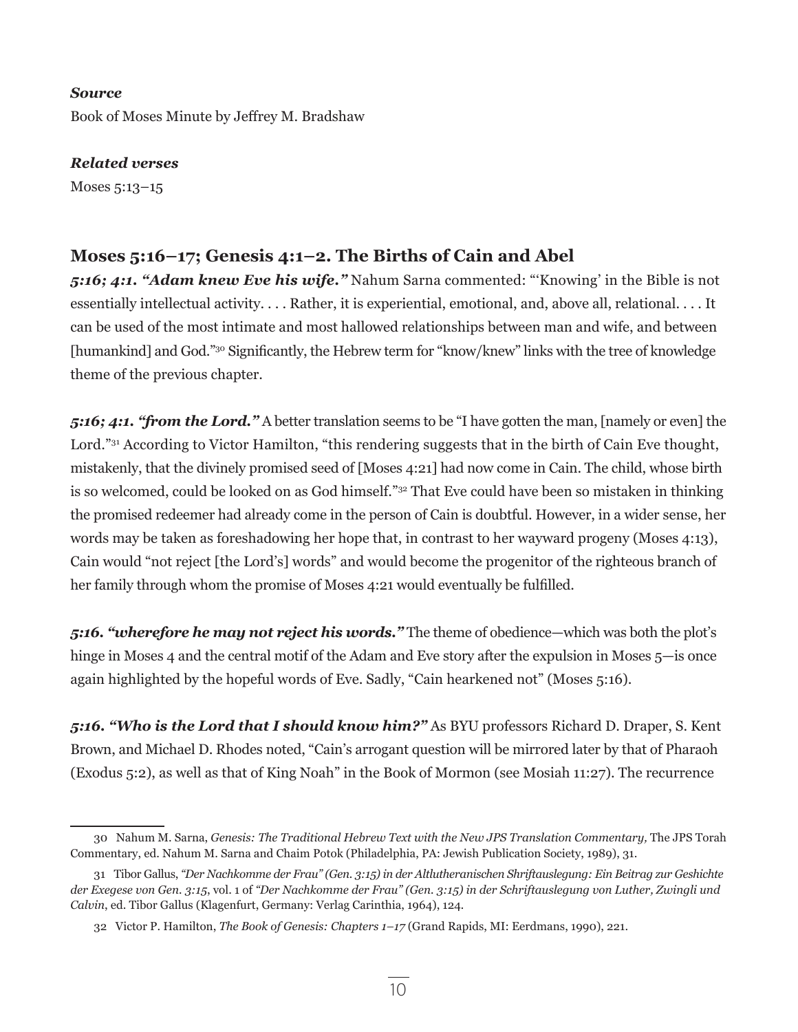***Source***

Book of Moses Minute by Jeffrey M. Bradshaw

***Related verses***

Moses 5:13–15

## Moses 5:16–17; Genesis 4:1–2. The Births of Cain and Abel

***5:16; 4:1. "Adam knew Eve his wife."*** Nahum Sarna commented: "'Knowing' in the Bible is not essentially intellectual activity. . . . Rather, it is experiential, emotional, and, above all, relational. . . . It can be used of the most intimate and most hallowed relationships between man and wife, and between [humankind] and God."[30] Significantly, the Hebrew term for "know/knew" links with the tree of knowledge theme of the previous chapter.

***5:16; 4:1. "from the Lord."*** A better translation seems to be "I have gotten the man, [namely or even] the Lord."[31] According to Victor Hamilton, "this rendering suggests that in the birth of Cain Eve thought, mistakenly, that the divinely promised seed of [Moses 4:21] had now come in Cain. The child, whose birth is so welcomed, could be looked on as God himself."[32] That Eve could have been so mistaken in thinking the promised redeemer had already come in the person of Cain is doubtful. However, in a wider sense, her words may be taken as foreshadowing her hope that, in contrast to her wayward progeny (Moses 4:13), Cain would "not reject [the Lord's] words" and would become the progenitor of the righteous branch of her family through whom the promise of Moses 4:21 would eventually be fulfilled.

***5:16. "wherefore he may not reject his words."*** The theme of obedience—which was both the plot's hinge in Moses 4 and the central motif of the Adam and Eve story after the expulsion in Moses 5—is once again highlighted by the hopeful words of Eve. Sadly, "Cain hearkened not" (Moses 5:16).

***5:16. "Who is the Lord that I should know him?"*** As BYU professors Richard D. Draper, S. Kent Brown, and Michael D. Rhodes noted, "Cain's arrogant question will be mirrored later by that of Pharaoh (Exodus 5:2), as well as that of King Noah" in the Book of Mormon (see Mosiah 11:27). The recurrence

---

30 Nahum M. Sarna, *Genesis: The Traditional Hebrew Text with the New JPS Translation Commentary,* The JPS Torah Commentary, ed. Nahum M. Sarna and Chaim Potok (Philadelphia, PA: Jewish Publication Society, 1989), 31.

31 Tibor Gallus, *"Der Nachkomme der Frau" (Gen. 3:15) in der Altlutheranischen Schriftauslegung: Ein Beitrag zur Geshichte der Exegese von Gen. 3:15*, vol. 1 of *"Der Nachkomme der Frau" (Gen. 3:15) in der Schriftauslegung von Luther, Zwingli und Calvin*, ed. Tibor Gallus (Klagenfurt, Germany: Verlag Carinthia, 1964), 124.

32 Victor P. Hamilton, *The Book of Genesis: Chapters 1–17* (Grand Rapids, MI: Eerdmans, 1990), 221.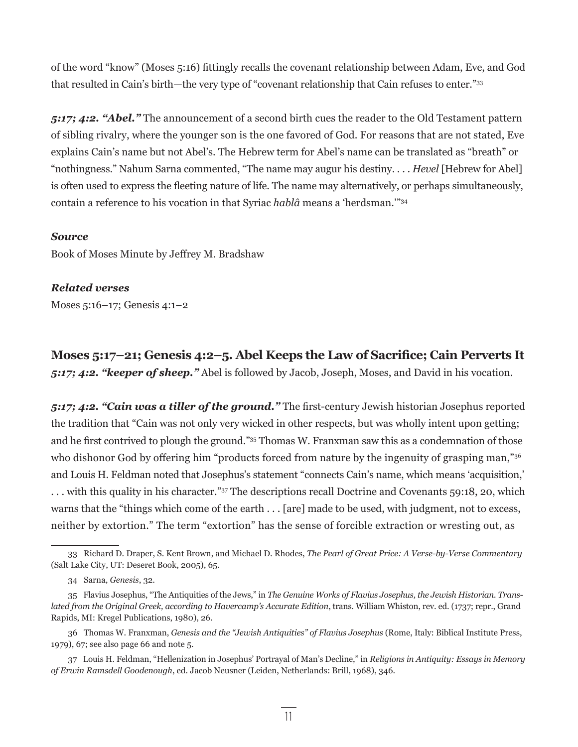of the word "know" (Moses 5:16) fittingly recalls the covenant relationship between Adam, Eve, and God that resulted in Cain's birth—the very type of "covenant relationship that Cain refuses to enter."[33]

***5:17; 4:2. "Abel."*** The announcement of a second birth cues the reader to the Old Testament pattern of sibling rivalry, where the younger son is the one favored of God. For reasons that are not stated, Eve explains Cain's name but not Abel's. The Hebrew term for Abel's name can be translated as "breath" or "nothingness." Nahum Sarna commented, "The name may augur his destiny. . . . *Hevel* [Hebrew for Abel] is often used to express the fleeting nature of life. The name may alternatively, or perhaps simultaneously, contain a reference to his vocation in that Syriac *hablâ* means a 'herdsman.'"[34]

***Source***

Book of Moses Minute by Jeffrey M. Bradshaw

***Related verses***

Moses 5:16–17; Genesis 4:1–2

## Moses 5:17–21; Genesis 4:2–5. Abel Keeps the Law of Sacrifice; Cain Perverts It

***5:17; 4:2. "keeper of sheep."*** Abel is followed by Jacob, Joseph, Moses, and David in his vocation.

***5:17; 4:2. "Cain was a tiller of the ground."*** The first-century Jewish historian Josephus reported the tradition that "Cain was not only very wicked in other respects, but was wholly intent upon getting; and he first contrived to plough the ground."[35] Thomas W. Franxman saw this as a condemnation of those who dishonor God by offering him "products forced from nature by the ingenuity of grasping man,"[36] and Louis H. Feldman noted that Josephus's statement "connects Cain's name, which means 'acquisition,' . . . with this quality in his character."[37] The descriptions recall Doctrine and Covenants 59:18, 20, which warns that the "things which come of the earth . . . [are] made to be used, with judgment, not to excess, neither by extortion." The term "extortion" has the sense of forcible extraction or wresting out, as

---

33 Richard D. Draper, S. Kent Brown, and Michael D. Rhodes, *The Pearl of Great Price: A Verse-by-Verse Commentary* (Salt Lake City, UT: Deseret Book, 2005), 65.

34 Sarna, *Genesis*, 32.

35 Flavius Josephus, "The Antiquities of the Jews," in *The Genuine Works of Flavius Josephus, the Jewish Historian. Translated from the Original Greek, according to Havercamp's Accurate Edition*, trans. William Whiston, rev. ed. (1737; repr., Grand Rapids, MI: Kregel Publications, 1980), 26.

36 Thomas W. Franxman, *Genesis and the "Jewish Antiquities" of Flavius Josephus* (Rome, Italy: Biblical Institute Press, 1979), 67; see also page 66 and note 5.

37 Louis H. Feldman, "Hellenization in Josephus' Portrayal of Man's Decline," in *Religions in Antiquity: Essays in Memory of Erwin Ramsdell Goodenough*, ed. Jacob Neusner (Leiden, Netherlands: Brill, 1968), 346.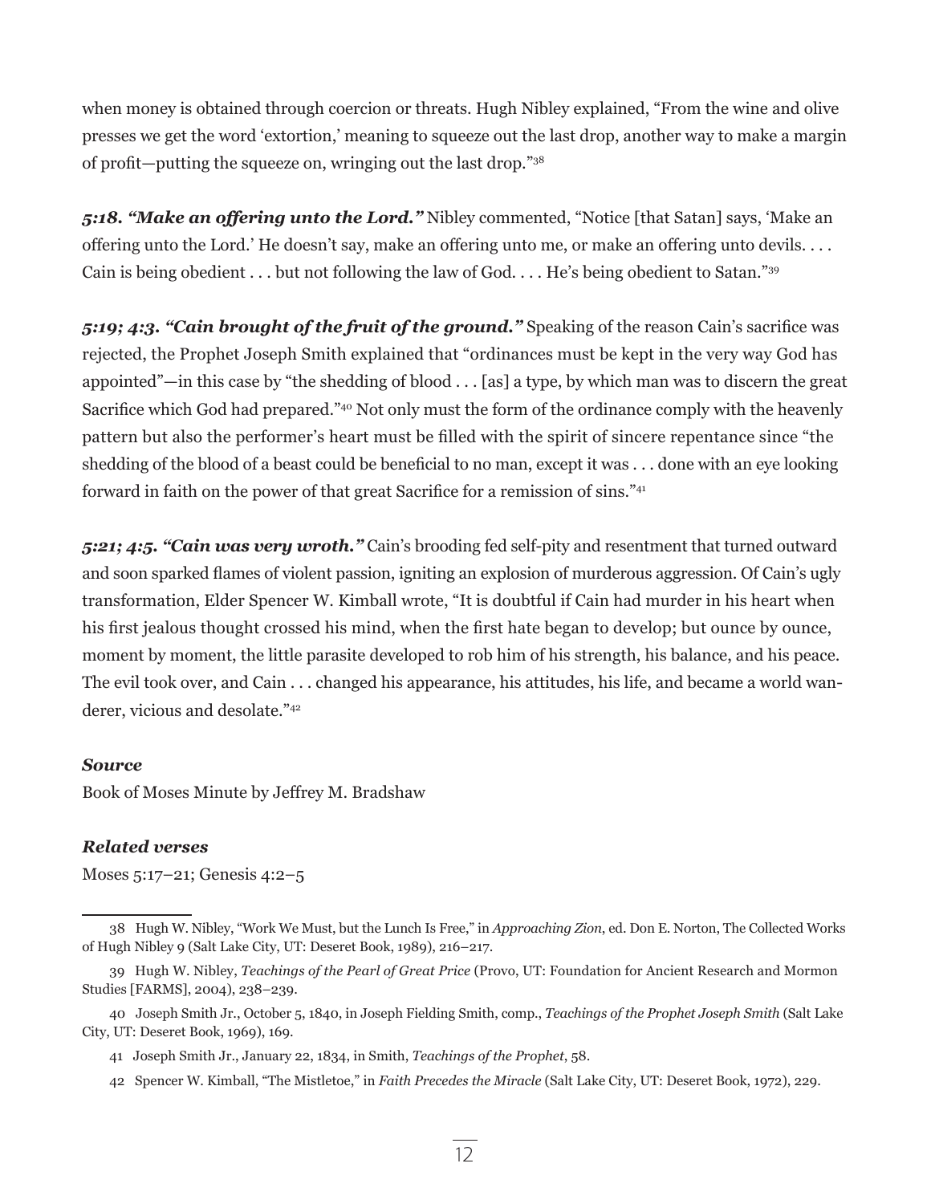when money is obtained through coercion or threats. Hugh Nibley explained, “From the wine and olive presses we get the word ‘extortion,’ meaning to squeeze out the last drop, another way to make a margin of profit—putting the squeeze on, wringing out the last drop.”[38]

***5:18. “Make an offering unto the Lord.”*** Nibley commented, “Notice [that Satan] says, ‘Make an offering unto the Lord.’ He doesn’t say, make an offering unto me, or make an offering unto devils. . . . Cain is being obedient . . . but not following the law of God. . . . He’s being obedient to Satan.”[39]

***5:19; 4:3. “Cain brought of the fruit of the ground.”*** Speaking of the reason Cain’s sacrifice was rejected, the Prophet Joseph Smith explained that “ordinances must be kept in the very way God has appointed”—in this case by “the shedding of blood . . . [as] a type, by which man was to discern the great Sacrifice which God had prepared.”[40] Not only must the form of the ordinance comply with the heavenly pattern but also the performer’s heart must be filled with the spirit of sincere repentance since “the shedding of the blood of a beast could be beneficial to no man, except it was . . . done with an eye looking forward in faith on the power of that great Sacrifice for a remission of sins.”[41]

***5:21; 4:5. “Cain was very wroth.”*** Cain’s brooding fed self-pity and resentment that turned outward and soon sparked flames of violent passion, igniting an explosion of murderous aggression. Of Cain’s ugly transformation, Elder Spencer W. Kimball wrote, “It is doubtful if Cain had murder in his heart when his first jealous thought crossed his mind, when the first hate began to develop; but ounce by ounce, moment by moment, the little parasite developed to rob him of his strength, his balance, and his peace. The evil took over, and Cain . . . changed his appearance, his attitudes, his life, and became a world wanderer, vicious and desolate.”[42]

### *Source*

Book of Moses Minute by Jeffrey M. Bradshaw

### *Related verses*

Moses 5:17–21; Genesis 4:2–5

---

38 Hugh W. Nibley, “Work We Must, but the Lunch Is Free,” in *Approaching Zion*, ed. Don E. Norton, The Collected Works of Hugh Nibley 9 (Salt Lake City, UT: Deseret Book, 1989), 216–217.

39 Hugh W. Nibley, *Teachings of the Pearl of Great Price* (Provo, UT: Foundation for Ancient Research and Mormon Studies [FARMS], 2004), 238–239.

40 Joseph Smith Jr., October 5, 1840, in Joseph Fielding Smith, comp., *Teachings of the Prophet Joseph Smith* (Salt Lake City, UT: Deseret Book, 1969), 169.

41 Joseph Smith Jr., January 22, 1834, in Smith, *Teachings of the Prophet*, 58.

42 Spencer W. Kimball, “The Mistletoe,” in *Faith Precedes the Miracle* (Salt Lake City, UT: Deseret Book, 1972), 229.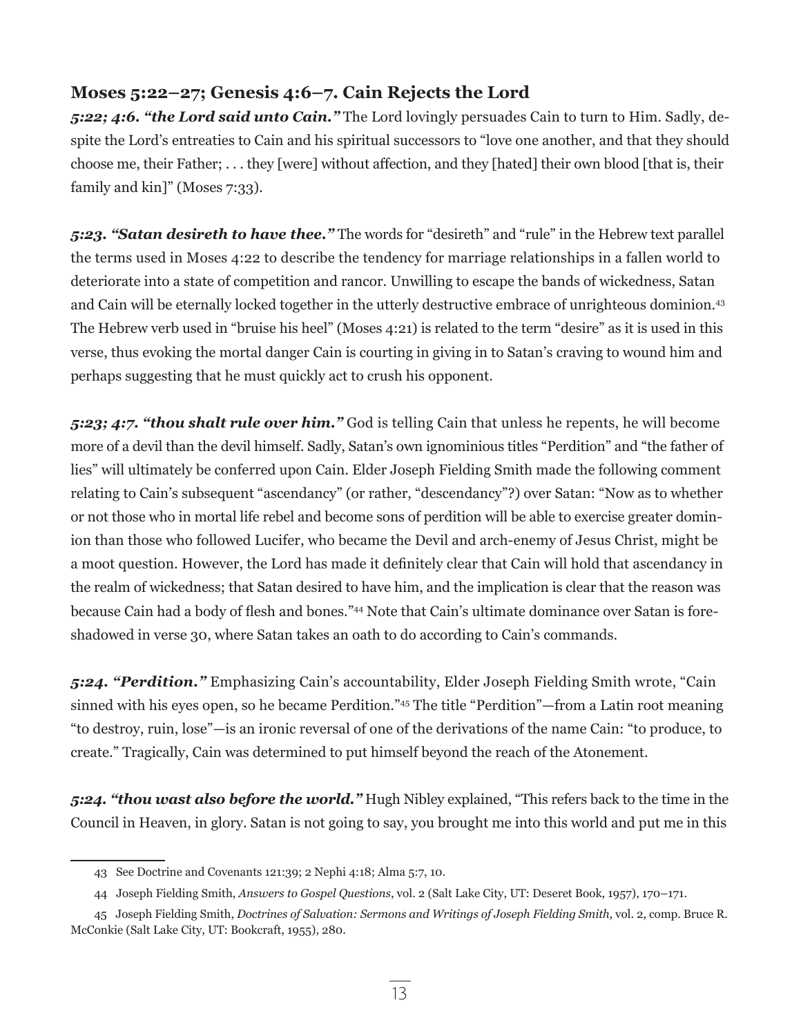### Moses 5:22–27; Genesis 4:6–7. Cain Rejects the Lord

***5:22; 4:6. "the Lord said unto Cain."*** The Lord lovingly persuades Cain to turn to Him. Sadly, despite the Lord's entreaties to Cain and his spiritual successors to "love one another, and that they should choose me, their Father; . . . they [were] without affection, and they [hated] their own blood [that is, their family and kin]" (Moses 7:33).

***5:23. "Satan desireth to have thee."*** The words for "desireth" and "rule" in the Hebrew text parallel the terms used in Moses 4:22 to describe the tendency for marriage relationships in a fallen world to deteriorate into a state of competition and rancor. Unwilling to escape the bands of wickedness, Satan and Cain will be eternally locked together in the utterly destructive embrace of unrighteous dominion.[43] The Hebrew verb used in "bruise his heel" (Moses 4:21) is related to the term "desire" as it is used in this verse, thus evoking the mortal danger Cain is courting in giving in to Satan's craving to wound him and perhaps suggesting that he must quickly act to crush his opponent.

***5:23; 4:7. "thou shalt rule over him."*** God is telling Cain that unless he repents, he will become more of a devil than the devil himself. Sadly, Satan's own ignominious titles "Perdition" and "the father of lies" will ultimately be conferred upon Cain. Elder Joseph Fielding Smith made the following comment relating to Cain's subsequent "ascendancy" (or rather, "descendancy"?) over Satan: "Now as to whether or not those who in mortal life rebel and become sons of perdition will be able to exercise greater dominion than those who followed Lucifer, who became the Devil and arch-enemy of Jesus Christ, might be a moot question. However, the Lord has made it definitely clear that Cain will hold that ascendancy in the realm of wickedness; that Satan desired to have him, and the implication is clear that the reason was because Cain had a body of flesh and bones."[44] Note that Cain's ultimate dominance over Satan is foreshadowed in verse 30, where Satan takes an oath to do according to Cain's commands.

***5:24. "Perdition."*** Emphasizing Cain's accountability, Elder Joseph Fielding Smith wrote, "Cain sinned with his eyes open, so he became Perdition."[45] The title "Perdition"—from a Latin root meaning "to destroy, ruin, lose"—is an ironic reversal of one of the derivations of the name Cain: "to produce, to create." Tragically, Cain was determined to put himself beyond the reach of the Atonement.

***5:24. "thou wast also before the world."*** Hugh Nibley explained, "This refers back to the time in the Council in Heaven, in glory. Satan is not going to say, you brought me into this world and put me in this

---

43 See Doctrine and Covenants 121:39; 2 Nephi 4:18; Alma 5:7, 10.

44 Joseph Fielding Smith, *Answers to Gospel Questions*, vol. 2 (Salt Lake City, UT: Deseret Book, 1957), 170–171.

45 Joseph Fielding Smith, *Doctrines of Salvation: Sermons and Writings of Joseph Fielding Smith*, vol. 2, comp. Bruce R. McConkie (Salt Lake City, UT: Bookcraft, 1955), 280.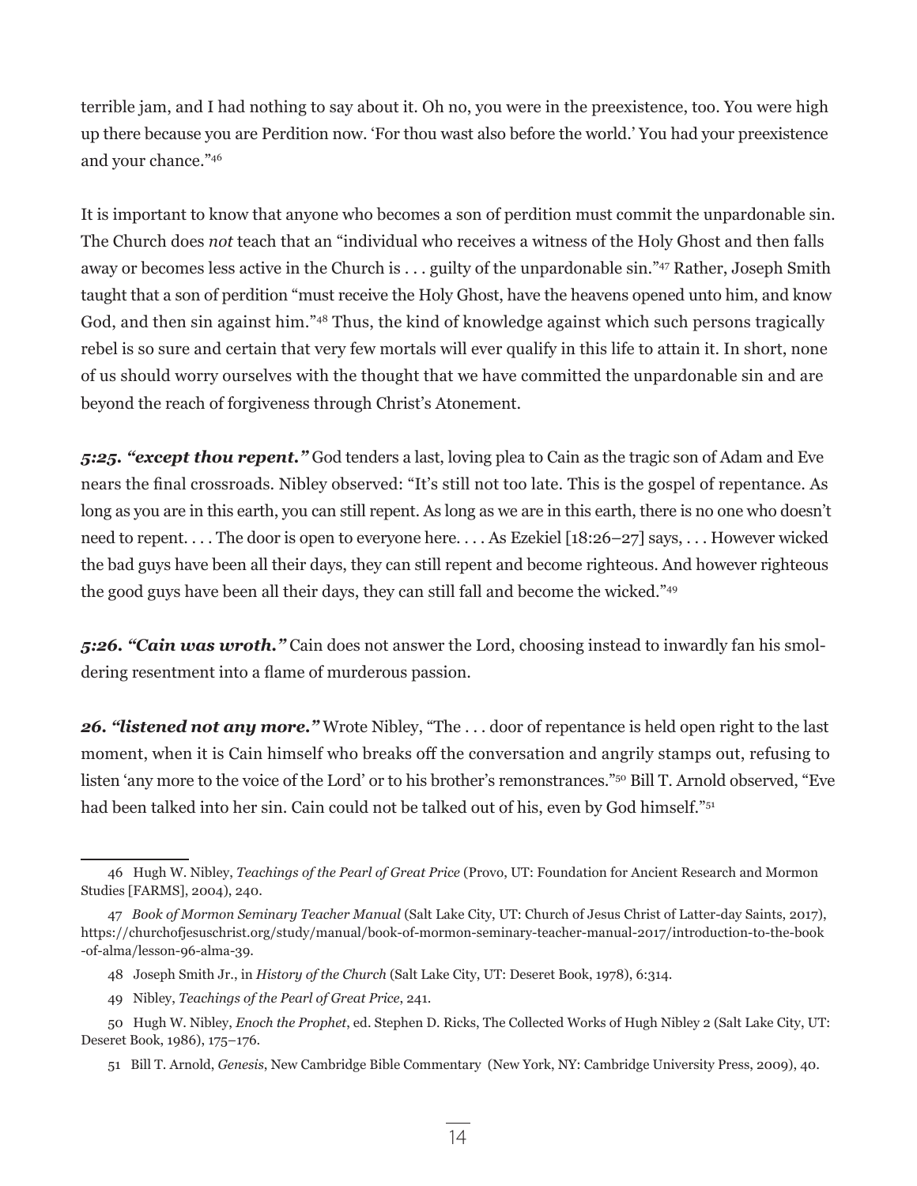terrible jam, and I had nothing to say about it. Oh no, you were in the preexistence, too. You were high up there because you are Perdition now. 'For thou wast also before the world.' You had your preexistence and your chance."[46]

It is important to know that anyone who becomes a son of perdition must commit the unpardonable sin. The Church does *not* teach that an "individual who receives a witness of the Holy Ghost and then falls away or becomes less active in the Church is . . . guilty of the unpardonable sin."[47] Rather, Joseph Smith taught that a son of perdition "must receive the Holy Ghost, have the heavens opened unto him, and know God, and then sin against him."[48] Thus, the kind of knowledge against which such persons tragically rebel is so sure and certain that very few mortals will ever qualify in this life to attain it. In short, none of us should worry ourselves with the thought that we have committed the unpardonable sin and are beyond the reach of forgiveness through Christ's Atonement.

***5:25. "except thou repent."*** God tenders a last, loving plea to Cain as the tragic son of Adam and Eve nears the final crossroads. Nibley observed: "It's still not too late. This is the gospel of repentance. As long as you are in this earth, you can still repent. As long as we are in this earth, there is no one who doesn't need to repent. . . . The door is open to everyone here. . . . As Ezekiel [18:26–27] says, . . . However wicked the bad guys have been all their days, they can still repent and become righteous. And however righteous the good guys have been all their days, they can still fall and become the wicked."[49]

***5:26. "Cain was wroth."*** Cain does not answer the Lord, choosing instead to inwardly fan his smoldering resentment into a flame of murderous passion.

***26. "listened not any more."*** Wrote Nibley, "The . . . door of repentance is held open right to the last moment, when it is Cain himself who breaks off the conversation and angrily stamps out, refusing to listen 'any more to the voice of the Lord' or to his brother's remonstrances."[50] Bill T. Arnold observed, "Eve had been talked into her sin. Cain could not be talked out of his, even by God himself."[51]

---

46 Hugh W. Nibley, *Teachings of the Pearl of Great Price* (Provo, UT: Foundation for Ancient Research and Mormon Studies [FARMS], 2004), 240.

47 *Book of Mormon Seminary Teacher Manual* (Salt Lake City, UT: Church of Jesus Christ of Latter-day Saints, 2017), https://churchofjesuschrist.org/study/manual/book-of-mormon-seminary-teacher-manual-2017/introduction-to-the-book-of-alma/lesson-96-alma-39.

48 Joseph Smith Jr., in *History of the Church* (Salt Lake City, UT: Deseret Book, 1978), 6:314.

49 Nibley, *Teachings of the Pearl of Great Price*, 241.

50 Hugh W. Nibley, *Enoch the Prophet*, ed. Stephen D. Ricks, The Collected Works of Hugh Nibley 2 (Salt Lake City, UT: Deseret Book, 1986), 175–176.

51 Bill T. Arnold, *Genesis*, New Cambridge Bible Commentary (New York, NY: Cambridge University Press, 2009), 40.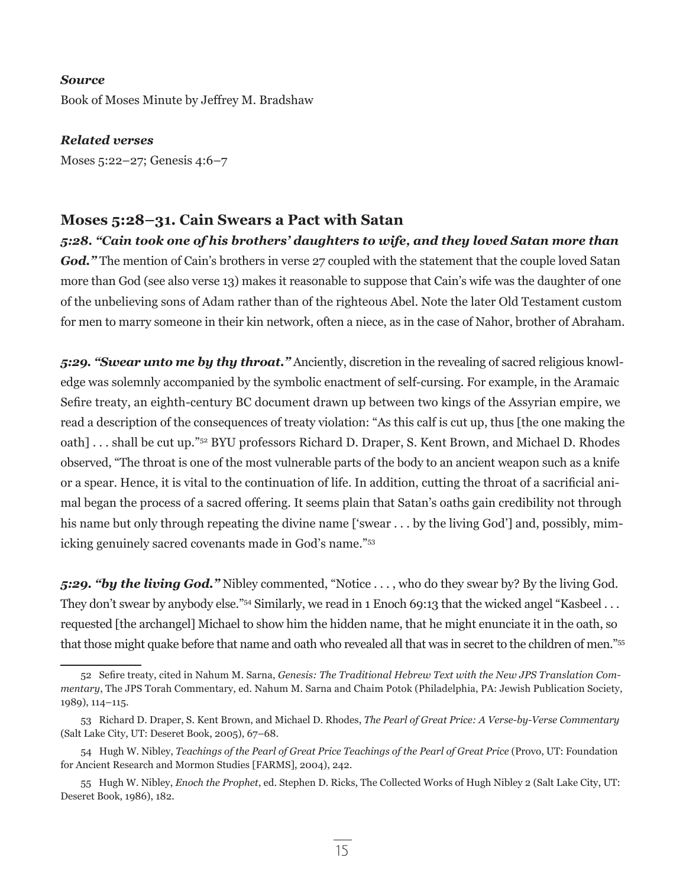***Source***

Book of Moses Minute by Jeffrey M. Bradshaw

***Related verses***

Moses 5:22–27; Genesis 4:6–7

## Moses 5:28–31. Cain Swears a Pact with Satan

***5:28. "Cain took one of his brothers' daughters to wife, and they loved Satan more than God."*** The mention of Cain's brothers in verse 27 coupled with the statement that the couple loved Satan more than God (see also verse 13) makes it reasonable to suppose that Cain's wife was the daughter of one of the unbelieving sons of Adam rather than of the righteous Abel. Note the later Old Testament custom for men to marry someone in their kin network, often a niece, as in the case of Nahor, brother of Abraham.

***5:29. "Swear unto me by thy throat."*** Anciently, discretion in the revealing of sacred religious knowledge was solemnly accompanied by the symbolic enactment of self-cursing. For example, in the Aramaic Sefire treaty, an eighth-century BC document drawn up between two kings of the Assyrian empire, we read a description of the consequences of treaty violation: "As this calf is cut up, thus [the one making the oath] . . . shall be cut up."[52] BYU professors Richard D. Draper, S. Kent Brown, and Michael D. Rhodes observed, "The throat is one of the most vulnerable parts of the body to an ancient weapon such as a knife or a spear. Hence, it is vital to the continuation of life. In addition, cutting the throat of a sacrificial animal began the process of a sacred offering. It seems plain that Satan's oaths gain credibility not through his name but only through repeating the divine name ['swear . . . by the living God'] and, possibly, mimicking genuinely sacred covenants made in God's name."[53]

***5:29. "by the living God."*** Nibley commented, "Notice . . . , who do they swear by? By the living God. They don't swear by anybody else."[54] Similarly, we read in 1 Enoch 69:13 that the wicked angel "Kasbeel . . . requested [the archangel] Michael to show him the hidden name, that he might enunciate it in the oath, so that those might quake before that name and oath who revealed all that was in secret to the children of men."[55]

---

52 Sefire treaty, cited in Nahum M. Sarna, *Genesis: The Traditional Hebrew Text with the New JPS Translation Commentary*, The JPS Torah Commentary, ed. Nahum M. Sarna and Chaim Potok (Philadelphia, PA: Jewish Publication Society, 1989), 114–115.

53 Richard D. Draper, S. Kent Brown, and Michael D. Rhodes, *The Pearl of Great Price: A Verse-by-Verse Commentary* (Salt Lake City, UT: Deseret Book, 2005), 67–68.

54 Hugh W. Nibley, *Teachings of the Pearl of Great Price Teachings of the Pearl of Great Price* (Provo, UT: Foundation for Ancient Research and Mormon Studies [FARMS], 2004), 242.

55 Hugh W. Nibley, *Enoch the Prophet*, ed. Stephen D. Ricks, The Collected Works of Hugh Nibley 2 (Salt Lake City, UT: Deseret Book, 1986), 182.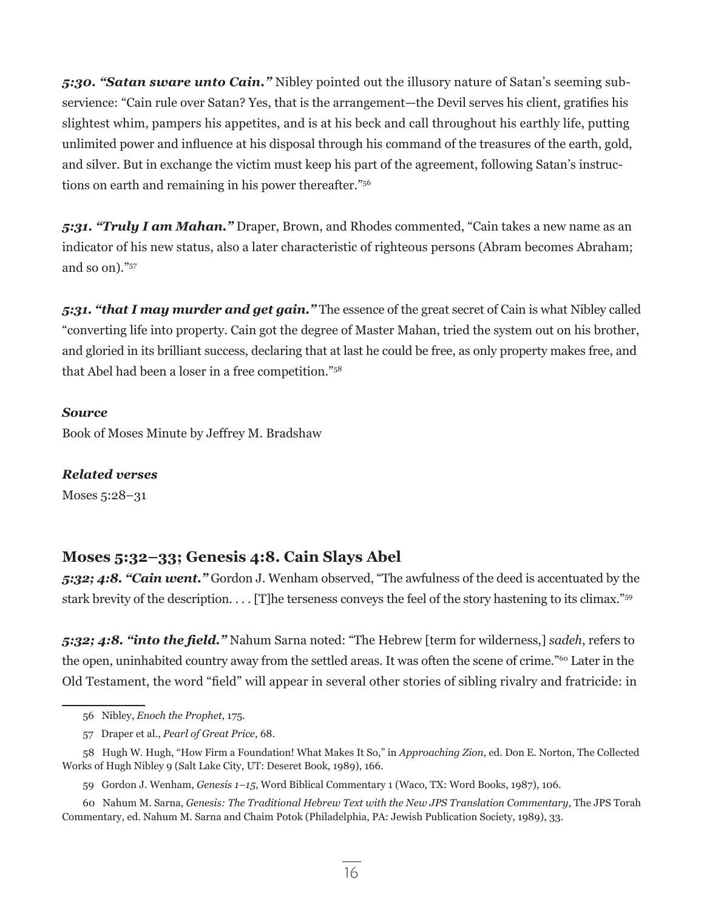***5:30. "Satan sware unto Cain."*** Nibley pointed out the illusory nature of Satan's seeming subservience: "Cain rule over Satan? Yes, that is the arrangement—the Devil serves his client, gratifies his slightest whim, pampers his appetites, and is at his beck and call throughout his earthly life, putting unlimited power and influence at his disposal through his command of the treasures of the earth, gold, and silver. But in exchange the victim must keep his part of the agreement, following Satan's instructions on earth and remaining in his power thereafter."[56]

***5:31. "Truly I am Mahan."*** Draper, Brown, and Rhodes commented, "Cain takes a new name as an indicator of his new status, also a later characteristic of righteous persons (Abram becomes Abraham; and so on)."[57]

***5:31. "that I may murder and get gain."*** The essence of the great secret of Cain is what Nibley called "converting life into property. Cain got the degree of Master Mahan, tried the system out on his brother, and gloried in its brilliant success, declaring that at last he could be free, as only property makes free, and that Abel had been a loser in a free competition."[58]

***Source***

Book of Moses Minute by Jeffrey M. Bradshaw

***Related verses***

Moses 5:28–31

## Moses 5:32–33; Genesis 4:8. Cain Slays Abel

***5:32; 4:8. "Cain went."*** Gordon J. Wenham observed, "The awfulness of the deed is accentuated by the stark brevity of the description. . . . [T]he terseness conveys the feel of the story hastening to its climax."[59]

***5:32; 4:8. "into the field."*** Nahum Sarna noted: "The Hebrew [term for wilderness,] *sadeh*, refers to the open, uninhabited country away from the settled areas. It was often the scene of crime."[60] Later in the Old Testament, the word "field" will appear in several other stories of sibling rivalry and fratricide: in

---

56 Nibley, *Enoch the Prophet*, 175.

57 Draper et al., *Pearl of Great Price*, 68.

58 Hugh W. Hugh, "How Firm a Foundation! What Makes It So," in *Approaching Zion*, ed. Don E. Norton, The Collected Works of Hugh Nibley 9 (Salt Lake City, UT: Deseret Book, 1989), 166.

59 Gordon J. Wenham, *Genesis 1–15*, Word Biblical Commentary 1 (Waco, TX: Word Books, 1987), 106.

60 Nahum M. Sarna, *Genesis: The Traditional Hebrew Text with the New JPS Translation Commentary*, The JPS Torah Commentary, ed. Nahum M. Sarna and Chaim Potok (Philadelphia, PA: Jewish Publication Society, 1989), 33.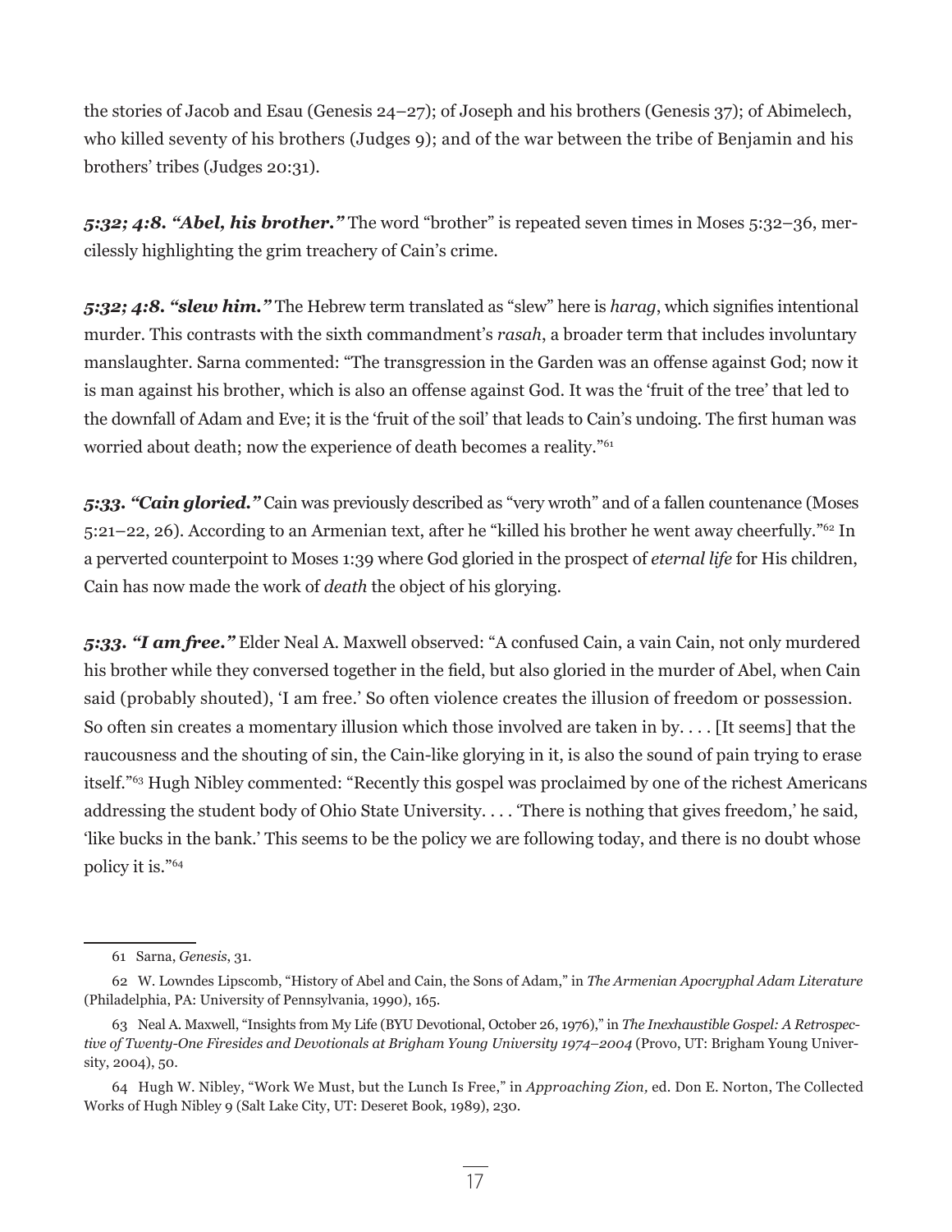the stories of Jacob and Esau (Genesis 24–27); of Joseph and his brothers (Genesis 37); of Abimelech, who killed seventy of his brothers (Judges 9); and of the war between the tribe of Benjamin and his brothers' tribes (Judges 20:31).

***5:32; 4:8. "Abel, his brother."*** The word "brother" is repeated seven times in Moses 5:32–36, mercilessly highlighting the grim treachery of Cain's crime.

***5:32; 4:8. "slew him."*** The Hebrew term translated as "slew" here is *harag*, which signifies intentional murder. This contrasts with the sixth commandment's *rasah*, a broader term that includes involuntary manslaughter. Sarna commented: "The transgression in the Garden was an offense against God; now it is man against his brother, which is also an offense against God. It was the 'fruit of the tree' that led to the downfall of Adam and Eve; it is the 'fruit of the soil' that leads to Cain's undoing. The first human was worried about death; now the experience of death becomes a reality."[61]

***5:33. "Cain gloried."*** Cain was previously described as "very wroth" and of a fallen countenance (Moses 5:21–22, 26). According to an Armenian text, after he "killed his brother he went away cheerfully."[62] In a perverted counterpoint to Moses 1:39 where God gloried in the prospect of *eternal life* for His children, Cain has now made the work of *death* the object of his glorying.

***5:33. "I am free."*** Elder Neal A. Maxwell observed: "A confused Cain, a vain Cain, not only murdered his brother while they conversed together in the field, but also gloried in the murder of Abel, when Cain said (probably shouted), 'I am free.' So often violence creates the illusion of freedom or possession. So often sin creates a momentary illusion which those involved are taken in by. . . . [It seems] that the raucousness and the shouting of sin, the Cain-like glorying in it, is also the sound of pain trying to erase itself."[63] Hugh Nibley commented: "Recently this gospel was proclaimed by one of the richest Americans addressing the student body of Ohio State University. . . . 'There is nothing that gives freedom,' he said, 'like bucks in the bank.' This seems to be the policy we are following today, and there is no doubt whose policy it is."[64]

---

61 Sarna, *Genesis*, 31.

62 W. Lowndes Lipscomb, "History of Abel and Cain, the Sons of Adam," in *The Armenian Apocryphal Adam Literature* (Philadelphia, PA: University of Pennsylvania, 1990), 165.

63 Neal A. Maxwell, "Insights from My Life (BYU Devotional, October 26, 1976)," in *The Inexhaustible Gospel: A Retrospective of Twenty-One Firesides and Devotionals at Brigham Young University 1974–2004* (Provo, UT: Brigham Young University, 2004), 50.

64 Hugh W. Nibley, "Work We Must, but the Lunch Is Free," in *Approaching Zion,* ed. Don E. Norton, The Collected Works of Hugh Nibley 9 (Salt Lake City, UT: Deseret Book, 1989), 230.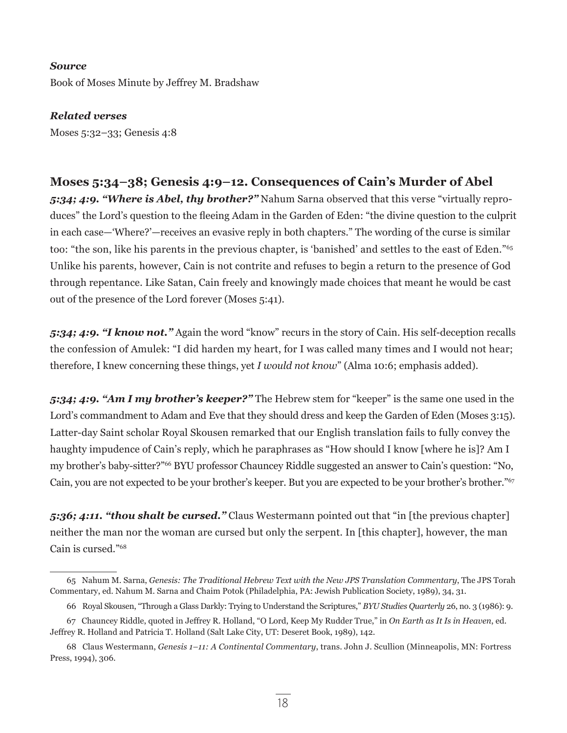***Source***
Book of Moses Minute by Jeffrey M. Bradshaw

***Related verses***
Moses 5:32–33; Genesis 4:8

## Moses 5:34–38; Genesis 4:9–12. Consequences of Cain's Murder of Abel

***5:34; 4:9. "Where is Abel, thy brother?"*** Nahum Sarna observed that this verse "virtually reproduces" the Lord's question to the fleeing Adam in the Garden of Eden: "the divine question to the culprit in each case—'Where?'—receives an evasive reply in both chapters." The wording of the curse is similar too: "the son, like his parents in the previous chapter, is 'banished' and settles to the east of Eden."[65] Unlike his parents, however, Cain is not contrite and refuses to begin a return to the presence of God through repentance. Like Satan, Cain freely and knowingly made choices that meant he would be cast out of the presence of the Lord forever (Moses 5:41).

***5:34; 4:9. "I know not."*** Again the word "know" recurs in the story of Cain. His self-deception recalls the confession of Amulek: "I did harden my heart, for I was called many times and I would not hear; therefore, I knew concerning these things, yet *I would not know*" (Alma 10:6; emphasis added).

***5:34; 4:9. "Am I my brother's keeper?"*** The Hebrew stem for "keeper" is the same one used in the Lord's commandment to Adam and Eve that they should dress and keep the Garden of Eden (Moses 3:15). Latter-day Saint scholar Royal Skousen remarked that our English translation fails to fully convey the haughty impudence of Cain's reply, which he paraphrases as "How should I know [where he is]? Am I my brother's baby-sitter?"[66] BYU professor Chauncey Riddle suggested an answer to Cain's question: "No, Cain, you are not expected to be your brother's keeper. But you are expected to be your brother's brother."[67]

***5:36; 4:11. "thou shalt be cursed."*** Claus Westermann pointed out that "in [the previous chapter] neither the man nor the woman are cursed but only the serpent. In [this chapter], however, the man Cain is cursed."[68]

---

65 Nahum M. Sarna, *Genesis: The Traditional Hebrew Text with the New JPS Translation Commentary*, The JPS Torah Commentary, ed. Nahum M. Sarna and Chaim Potok (Philadelphia, PA: Jewish Publication Society, 1989), 34, 31.

66 Royal Skousen, "Through a Glass Darkly: Trying to Understand the Scriptures," *BYU Studies Quarterly* 26, no. 3 (1986): 9.

67 Chauncey Riddle, quoted in Jeffrey R. Holland, "O Lord, Keep My Rudder True," in *On Earth as It Is in Heaven*, ed. Jeffrey R. Holland and Patricia T. Holland (Salt Lake City, UT: Deseret Book, 1989), 142.

68 Claus Westermann, *Genesis 1–11: A Continental Commentary*, trans. John J. Scullion (Minneapolis, MN: Fortress Press, 1994), 306.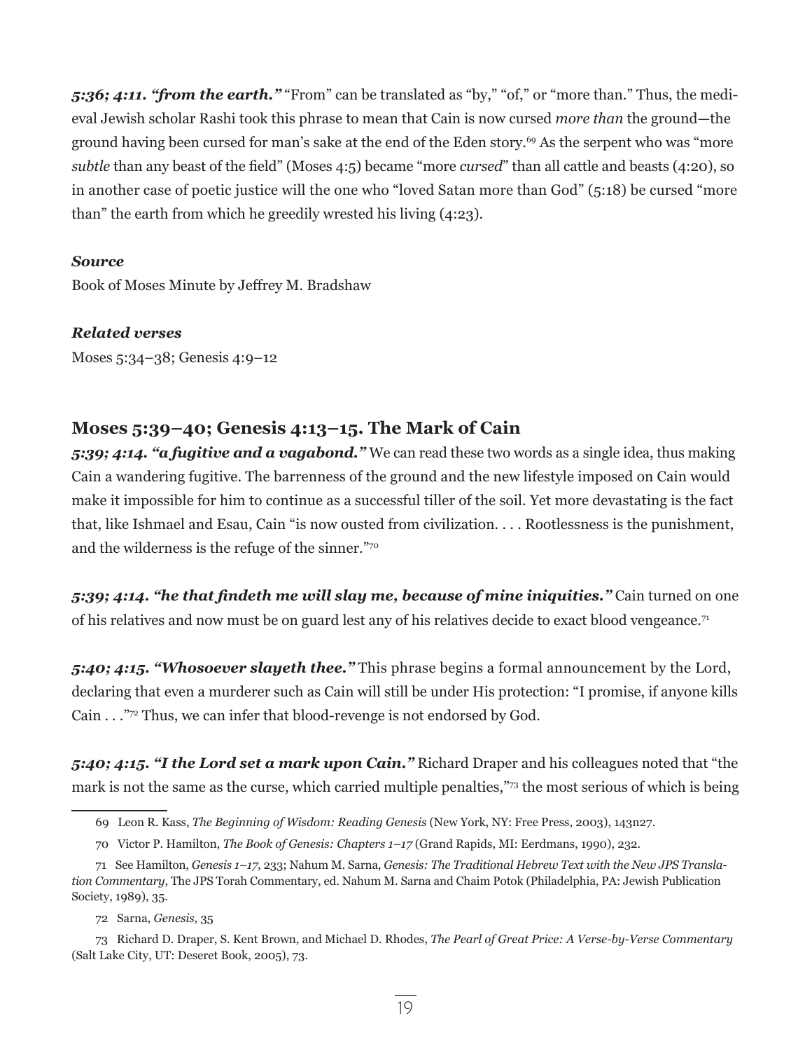***5:36; 4:11. "from the earth."*** "From" can be translated as "by," "of," or "more than." Thus, the medieval Jewish scholar Rashi took this phrase to mean that Cain is now cursed *more than* the ground—the ground having been cursed for man's sake at the end of the Eden story.[69] As the serpent who was "more *subtle* than any beast of the field" (Moses 4:5) became "more *cursed*" than all cattle and beasts (4:20), so in another case of poetic justice will the one who "loved Satan more than God" (5:18) be cursed "more than" the earth from which he greedily wrested his living (4:23).

***Source***

Book of Moses Minute by Jeffrey M. Bradshaw

***Related verses***

Moses 5:34–38; Genesis 4:9–12

## Moses 5:39–40; Genesis 4:13–15. The Mark of Cain

***5:39; 4:14. "a fugitive and a vagabond."*** We can read these two words as a single idea, thus making Cain a wandering fugitive. The barrenness of the ground and the new lifestyle imposed on Cain would make it impossible for him to continue as a successful tiller of the soil. Yet more devastating is the fact that, like Ishmael and Esau, Cain "is now ousted from civilization. . . . Rootlessness is the punishment, and the wilderness is the refuge of the sinner."[70]

***5:39; 4:14. "he that findeth me will slay me, because of mine iniquities."*** Cain turned on one of his relatives and now must be on guard lest any of his relatives decide to exact blood vengeance.[71]

***5:40; 4:15. "Whosoever slayeth thee."*** This phrase begins a formal announcement by the Lord, declaring that even a murderer such as Cain will still be under His protection: "I promise, if anyone kills Cain . . ."[72] Thus, we can infer that blood-revenge is not endorsed by God.

***5:40; 4:15. "I the Lord set a mark upon Cain."*** Richard Draper and his colleagues noted that "the mark is not the same as the curse, which carried multiple penalties,"[73] the most serious of which is being

---

69 Leon R. Kass, *The Beginning of Wisdom: Reading Genesis* (New York, NY: Free Press, 2003), 143n27.

70 Victor P. Hamilton, *The Book of Genesis: Chapters 1–17* (Grand Rapids, MI: Eerdmans, 1990), 232.

71 See Hamilton, *Genesis 1–17*, 233; Nahum M. Sarna, *Genesis: The Traditional Hebrew Text with the New JPS Translation Commentary*, The JPS Torah Commentary, ed. Nahum M. Sarna and Chaim Potok (Philadelphia, PA: Jewish Publication Society, 1989), 35.

72 Sarna, *Genesis,* 35

73 Richard D. Draper, S. Kent Brown, and Michael D. Rhodes, *The Pearl of Great Price: A Verse-by-Verse Commentary* (Salt Lake City, UT: Deseret Book, 2005), 73.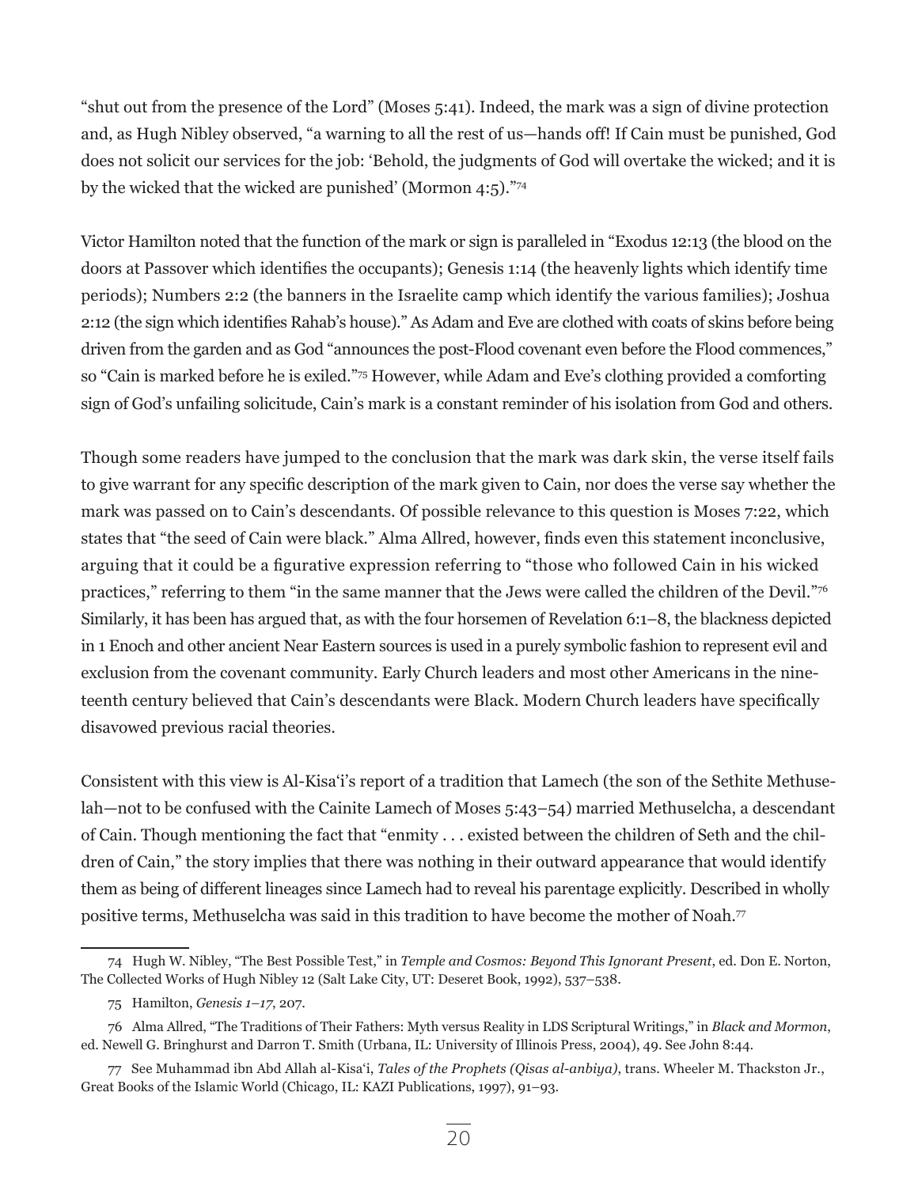"shut out from the presence of the Lord" (Moses 5:41). Indeed, the mark was a sign of divine protection and, as Hugh Nibley observed, "a warning to all the rest of us—hands off! If Cain must be punished, God does not solicit our services for the job: 'Behold, the judgments of God will overtake the wicked; and it is by the wicked that the wicked are punished' (Mormon 4:5)."[74]

Victor Hamilton noted that the function of the mark or sign is paralleled in "Exodus 12:13 (the blood on the doors at Passover which identifies the occupants); Genesis 1:14 (the heavenly lights which identify time periods); Numbers 2:2 (the banners in the Israelite camp which identify the various families); Joshua 2:12 (the sign which identifies Rahab's house)." As Adam and Eve are clothed with coats of skins before being driven from the garden and as God "announces the post-Flood covenant even before the Flood commences," so "Cain is marked before he is exiled."[75] However, while Adam and Eve's clothing provided a comforting sign of God's unfailing solicitude, Cain's mark is a constant reminder of his isolation from God and others.

Though some readers have jumped to the conclusion that the mark was dark skin, the verse itself fails to give warrant for any specific description of the mark given to Cain, nor does the verse say whether the mark was passed on to Cain's descendants. Of possible relevance to this question is Moses 7:22, which states that "the seed of Cain were black." Alma Allred, however, finds even this statement inconclusive, arguing that it could be a figurative expression referring to "those who followed Cain in his wicked practices," referring to them "in the same manner that the Jews were called the children of the Devil."[76] Similarly, it has been has argued that, as with the four horsemen of Revelation 6:1–8, the blackness depicted in 1 Enoch and other ancient Near Eastern sources is used in a purely symbolic fashion to represent evil and exclusion from the covenant community. Early Church leaders and most other Americans in the nineteenth century believed that Cain's descendants were Black. Modern Church leaders have specifically disavowed previous racial theories.

Consistent with this view is Al-Kisa'i's report of a tradition that Lamech (the son of the Sethite Methuselah—not to be confused with the Cainite Lamech of Moses 5:43–54) married Methuselcha, a descendant of Cain. Though mentioning the fact that "enmity . . . existed between the children of Seth and the children of Cain," the story implies that there was nothing in their outward appearance that would identify them as being of different lineages since Lamech had to reveal his parentage explicitly. Described in wholly positive terms, Methuselcha was said in this tradition to have become the mother of Noah.[77]

---

74 Hugh W. Nibley, "The Best Possible Test," in *Temple and Cosmos: Beyond This Ignorant Present*, ed. Don E. Norton, The Collected Works of Hugh Nibley 12 (Salt Lake City, UT: Deseret Book, 1992), 537–538.

75 Hamilton, *Genesis 1–17*, 207.

76 Alma Allred, "The Traditions of Their Fathers: Myth versus Reality in LDS Scriptural Writings," in *Black and Mormon*, ed. Newell G. Bringhurst and Darron T. Smith (Urbana, IL: University of Illinois Press, 2004), 49. See John 8:44.

77 See Muhammad ibn Abd Allah al-Kisa'i, *Tales of the Prophets (Qisas al-anbiya)*, trans. Wheeler M. Thackston Jr., Great Books of the Islamic World (Chicago, IL: KAZI Publications, 1997), 91–93.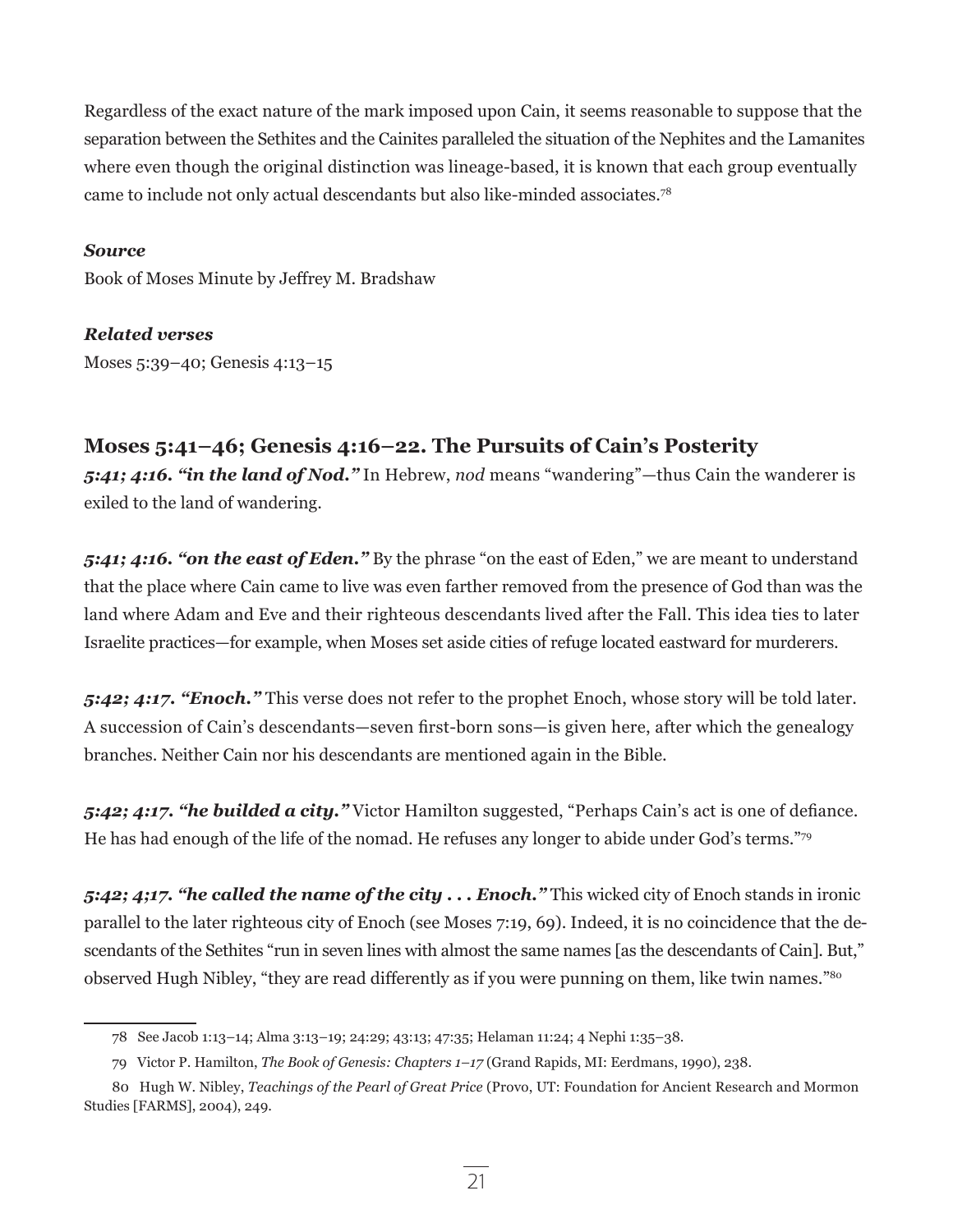Regardless of the exact nature of the mark imposed upon Cain, it seems reasonable to suppose that the separation between the Sethites and the Cainites paralleled the situation of the Nephites and the Lamanites where even though the original distinction was lineage-based, it is known that each group eventually came to include not only actual descendants but also like-minded associates.[78]

***Source***
Book of Moses Minute by Jeffrey M. Bradshaw

***Related verses***
Moses 5:39–40; Genesis 4:13–15

## Moses 5:41–46; Genesis 4:16–22. The Pursuits of Cain's Posterity

***5:41; 4:16. "in the land of Nod."*** In Hebrew, *nod* means "wandering"—thus Cain the wanderer is exiled to the land of wandering.

***5:41; 4:16. "on the east of Eden."*** By the phrase "on the east of Eden," we are meant to understand that the place where Cain came to live was even farther removed from the presence of God than was the land where Adam and Eve and their righteous descendants lived after the Fall. This idea ties to later Israelite practices—for example, when Moses set aside cities of refuge located eastward for murderers.

***5:42; 4:17. "Enoch."*** This verse does not refer to the prophet Enoch, whose story will be told later. A succession of Cain's descendants—seven first-born sons—is given here, after which the genealogy branches. Neither Cain nor his descendants are mentioned again in the Bible.

***5:42; 4:17. "he builded a city."*** Victor Hamilton suggested, "Perhaps Cain's act is one of defiance. He has had enough of the life of the nomad. He refuses any longer to abide under God's terms."[79]

***5:42; 4;17. "he called the name of the city . . . Enoch."*** This wicked city of Enoch stands in ironic parallel to the later righteous city of Enoch (see Moses 7:19, 69). Indeed, it is no coincidence that the descendants of the Sethites "run in seven lines with almost the same names [as the descendants of Cain]. But," observed Hugh Nibley, "they are read differently as if you were punning on them, like twin names."[80]

---

78 See Jacob 1:13–14; Alma 3:13–19; 24:29; 43:13; 47:35; Helaman 11:24; 4 Nephi 1:35–38.

79 Victor P. Hamilton, *The Book of Genesis: Chapters 1–17* (Grand Rapids, MI: Eerdmans, 1990), 238.

80 Hugh W. Nibley, *Teachings of the Pearl of Great Price* (Provo, UT: Foundation for Ancient Research and Mormon Studies [FARMS], 2004), 249.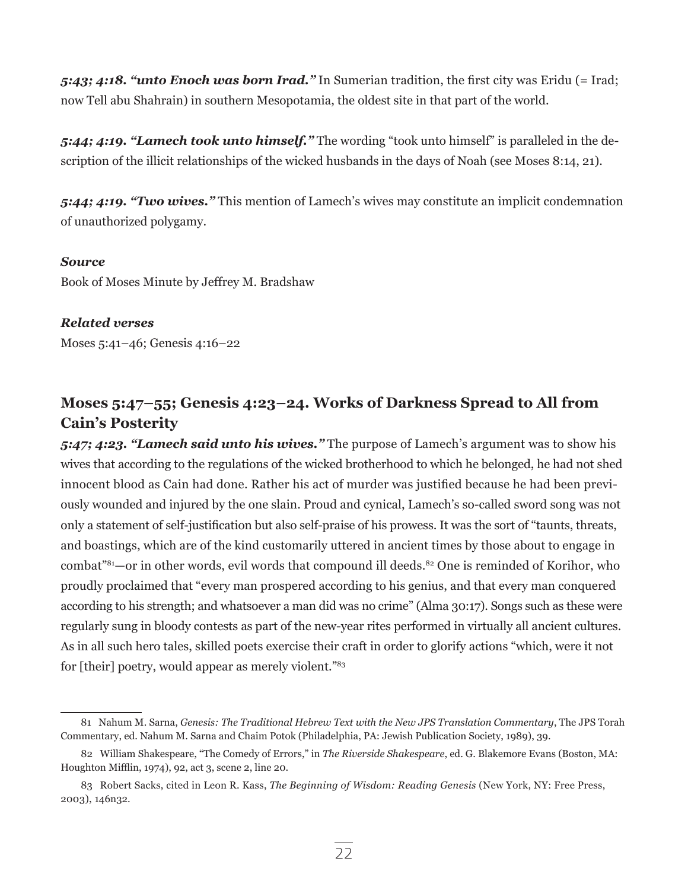***5:43; 4:18. "unto Enoch was born Irad."*** In Sumerian tradition, the first city was Eridu (= Irad; now Tell abu Shahrain) in southern Mesopotamia, the oldest site in that part of the world.

***5:44; 4:19. "Lamech took unto himself."*** The wording "took unto himself" is paralleled in the description of the illicit relationships of the wicked husbands in the days of Noah (see Moses 8:14, 21).

***5:44; 4:19. "Two wives."*** This mention of Lamech's wives may constitute an implicit condemnation of unauthorized polygamy.

***Source***
Book of Moses Minute by Jeffrey M. Bradshaw

***Related verses***
Moses 5:41–46; Genesis 4:16–22

## Moses 5:47–55; Genesis 4:23–24. Works of Darkness Spread to All from Cain's Posterity

***5:47; 4:23. "Lamech said unto his wives."*** The purpose of Lamech's argument was to show his wives that according to the regulations of the wicked brotherhood to which he belonged, he had not shed innocent blood as Cain had done. Rather his act of murder was justified because he had been previously wounded and injured by the one slain. Proud and cynical, Lamech's so-called sword song was not only a statement of self-justification but also self-praise of his prowess. It was the sort of "taunts, threats, and boastings, which are of the kind customarily uttered in ancient times by those about to engage in combat"[81]—or in other words, evil words that compound ill deeds.[82] One is reminded of Korihor, who proudly proclaimed that "every man prospered according to his genius, and that every man conquered according to his strength; and whatsoever a man did was no crime" (Alma 30:17). Songs such as these were regularly sung in bloody contests as part of the new-year rites performed in virtually all ancient cultures. As in all such hero tales, skilled poets exercise their craft in order to glorify actions "which, were it not for [their] poetry, would appear as merely violent."[83]

---

81 Nahum M. Sarna, *Genesis: The Traditional Hebrew Text with the New JPS Translation Commentary*, The JPS Torah Commentary, ed. Nahum M. Sarna and Chaim Potok (Philadelphia, PA: Jewish Publication Society, 1989), 39.

82 William Shakespeare, "The Comedy of Errors," in *The Riverside Shakespeare*, ed. G. Blakemore Evans (Boston, MA: Houghton Mifflin, 1974), 92, act 3, scene 2, line 20.

83 Robert Sacks, cited in Leon R. Kass, *The Beginning of Wisdom: Reading Genesis* (New York, NY: Free Press, 2003), 146n32.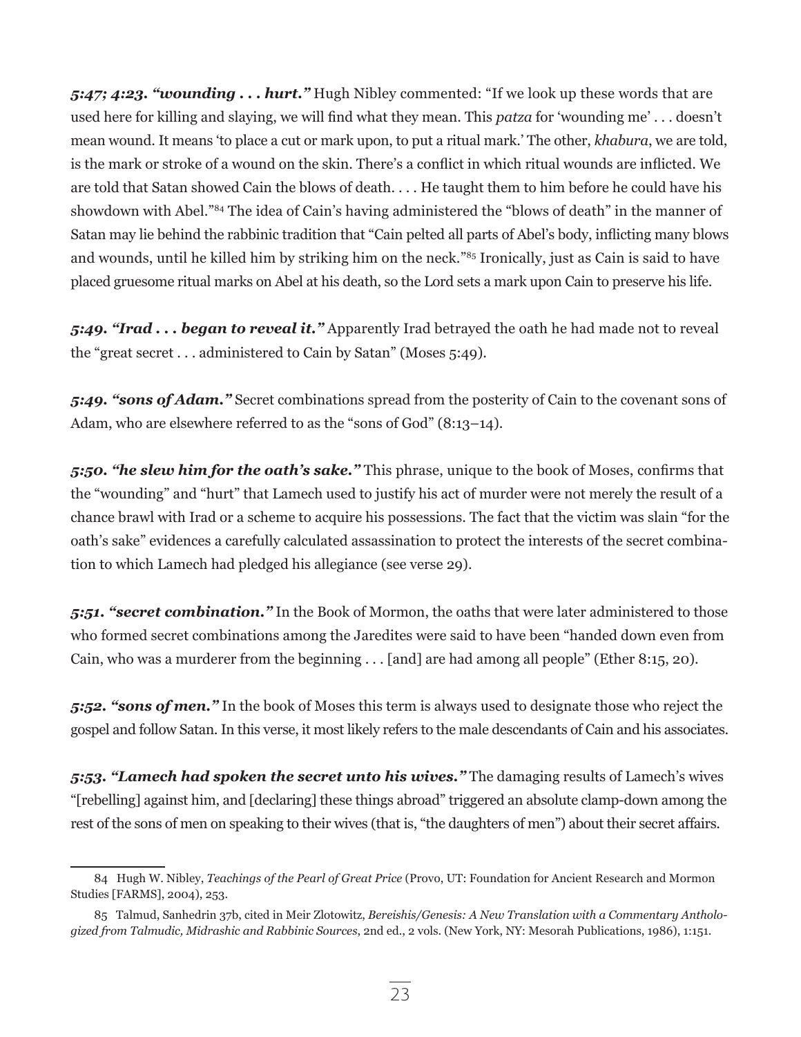***5:47; 4:23. "wounding . . . hurt."*** Hugh Nibley commented: "If we look up these words that are used here for killing and slaying, we will find what they mean. This *patza* for 'wounding me' . . . doesn't mean wound. It means 'to place a cut or mark upon, to put a ritual mark.' The other, *khabura*, we are told, is the mark or stroke of a wound on the skin. There's a conflict in which ritual wounds are inflicted. We are told that Satan showed Cain the blows of death. . . . He taught them to him before he could have his showdown with Abel."[84] The idea of Cain's having administered the "blows of death" in the manner of Satan may lie behind the rabbinic tradition that "Cain pelted all parts of Abel's body, inflicting many blows and wounds, until he killed him by striking him on the neck."[85] Ironically, just as Cain is said to have placed gruesome ritual marks on Abel at his death, so the Lord sets a mark upon Cain to preserve his life.

***5:49. "Irad . . . began to reveal it."*** Apparently Irad betrayed the oath he had made not to reveal the "great secret . . . administered to Cain by Satan" (Moses 5:49).

***5:49. "sons of Adam."*** Secret combinations spread from the posterity of Cain to the covenant sons of Adam, who are elsewhere referred to as the "sons of God" (8:13–14).

***5:50. "he slew him for the oath's sake."*** This phrase, unique to the book of Moses, confirms that the "wounding" and "hurt" that Lamech used to justify his act of murder were not merely the result of a chance brawl with Irad or a scheme to acquire his possessions. The fact that the victim was slain "for the oath's sake" evidences a carefully calculated assassination to protect the interests of the secret combination to which Lamech had pledged his allegiance (see verse 29).

***5:51. "secret combination."*** In the Book of Mormon, the oaths that were later administered to those who formed secret combinations among the Jaredites were said to have been "handed down even from Cain, who was a murderer from the beginning . . . [and] are had among all people" (Ether 8:15, 20).

***5:52. "sons of men."*** In the book of Moses this term is always used to designate those who reject the gospel and follow Satan. In this verse, it most likely refers to the male descendants of Cain and his associates.

***5:53. "Lamech had spoken the secret unto his wives."*** The damaging results of Lamech's wives "[rebelling] against him, and [declaring] these things abroad" triggered an absolute clamp-down among the rest of the sons of men on speaking to their wives (that is, "the daughters of men") about their secret affairs.

---

84 Hugh W. Nibley, *Teachings of the Pearl of Great Price* (Provo, UT: Foundation for Ancient Research and Mormon Studies [FARMS], 2004), 253.

85 Talmud, Sanhedrin 37b, cited in Meir Zlotowitz, *Bereishis/Genesis: A New Translation with a Commentary Anthologized from Talmudic, Midrashic and Rabbinic Sources*, 2nd ed., 2 vols. (New York, NY: Mesorah Publications, 1986), 1:151.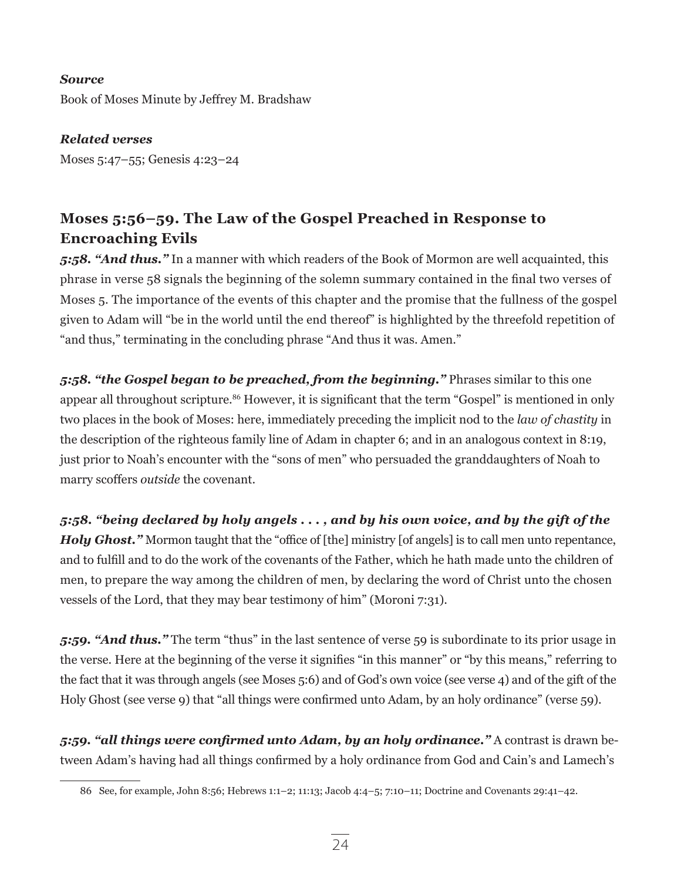***Source***

Book of Moses Minute by Jeffrey M. Bradshaw

***Related verses***

Moses 5:47–55; Genesis 4:23–24

## Moses 5:56–59. The Law of the Gospel Preached in Response to Encroaching Evils

***5:58. "And thus."*** In a manner with which readers of the Book of Mormon are well acquainted, this phrase in verse 58 signals the beginning of the solemn summary contained in the final two verses of Moses 5. The importance of the events of this chapter and the promise that the fullness of the gospel given to Adam will "be in the world until the end thereof" is highlighted by the threefold repetition of "and thus," terminating in the concluding phrase "And thus it was. Amen."

***5:58. "the Gospel began to be preached, from the beginning."*** Phrases similar to this one appear all throughout scripture.[86] However, it is significant that the term "Gospel" is mentioned in only two places in the book of Moses: here, immediately preceding the implicit nod to the *law of chastity* in the description of the righteous family line of Adam in chapter 6; and in an analogous context in 8:19, just prior to Noah's encounter with the "sons of men" who persuaded the granddaughters of Noah to marry scoffers *outside* the covenant.

***5:58. "being declared by holy angels . . . , and by his own voice, and by the gift of the Holy Ghost."*** Mormon taught that the "office of [the] ministry [of angels] is to call men unto repentance, and to fulfill and to do the work of the covenants of the Father, which he hath made unto the children of men, to prepare the way among the children of men, by declaring the word of Christ unto the chosen vessels of the Lord, that they may bear testimony of him" (Moroni 7:31).

***5:59. "And thus."*** The term "thus" in the last sentence of verse 59 is subordinate to its prior usage in the verse. Here at the beginning of the verse it signifies "in this manner" or "by this means," referring to the fact that it was through angels (see Moses 5:6) and of God's own voice (see verse 4) and of the gift of the Holy Ghost (see verse 9) that "all things were confirmed unto Adam, by an holy ordinance" (verse 59).

***5:59. "all things were confirmed unto Adam, by an holy ordinance."*** A contrast is drawn between Adam's having had all things confirmed by a holy ordinance from God and Cain's and Lamech's

86 See, for example, John 8:56; Hebrews 1:1–2; 11:13; Jacob 4:4–5; 7:10–11; Doctrine and Covenants 29:41–42.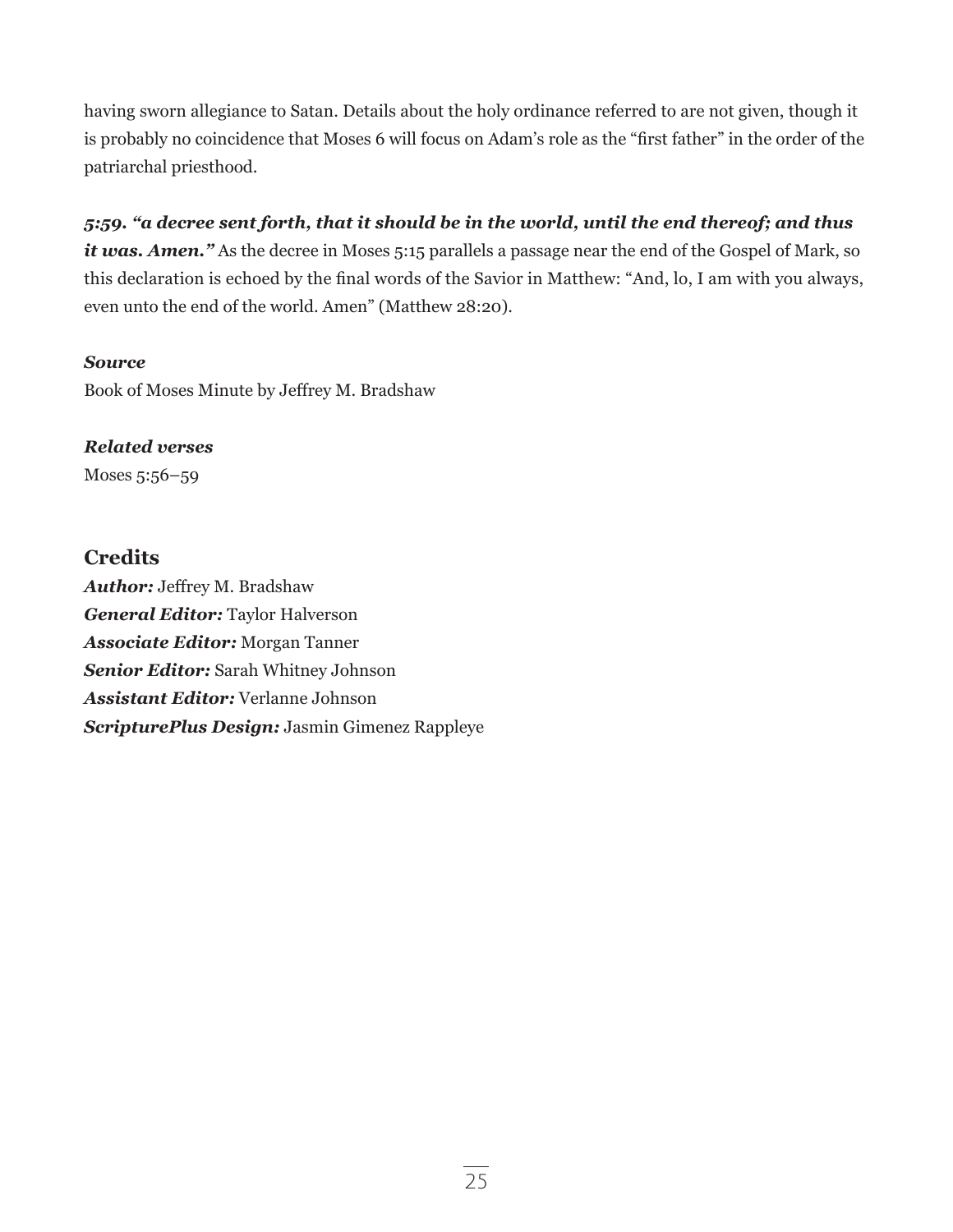having sworn allegiance to Satan. Details about the holy ordinance referred to are not given, though it is probably no coincidence that Moses 6 will focus on Adam's role as the "first father" in the order of the patriarchal priesthood.

***5:59. "a decree sent forth, that it should be in the world, until the end thereof; and thus it was. Amen."*** As the decree in Moses 5:15 parallels a passage near the end of the Gospel of Mark, so this declaration is echoed by the final words of the Savior in Matthew: "And, lo, I am with you always, even unto the end of the world. Amen" (Matthew 28:20).

***Source***

Book of Moses Minute by Jeffrey M. Bradshaw

***Related verses***

Moses 5:56–59

## Credits

***Author:*** Jeffrey M. Bradshaw
***General Editor:*** Taylor Halverson
***Associate Editor:*** Morgan Tanner
***Senior Editor:*** Sarah Whitney Johnson
***Assistant Editor:*** Verlanne Johnson
***ScripturePlus Design:*** Jasmin Gimenez Rappleye